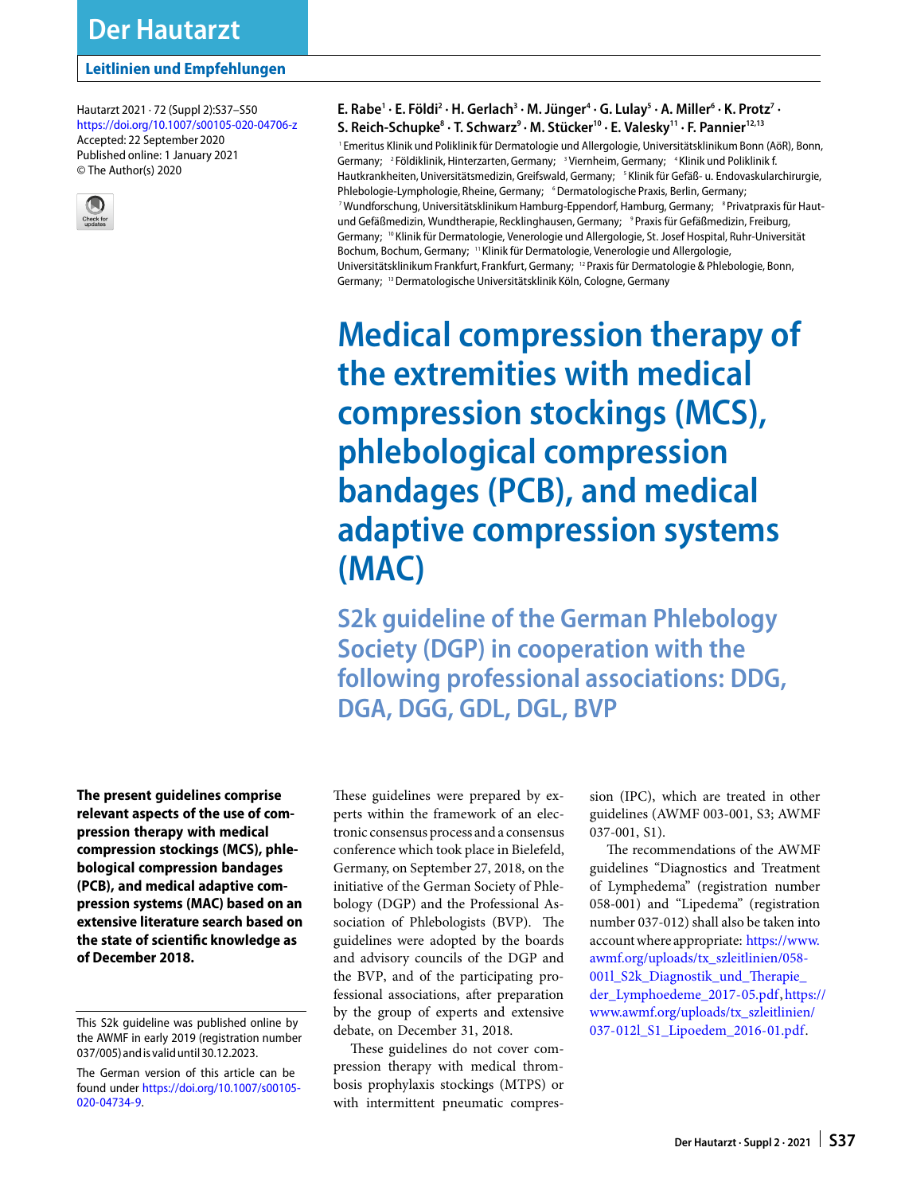Der Hautarzt

Leitlinien und Empfehlungen

Hautarzt 2021 · 72 (Suppl 2):S37–S50
https://doi.org/10.1007/s00105-020-04706-z
Accepted: 22 September 2020
Published online: 1 January 2021
© The Author(s) 2020

E. Rabe[1] · E. Földi[2] · H. Gerlach[3] · M. Jünger[4] · G. Lulay[5] · A. Miller[6] · K. Protz[7] · S. Reich-Schupke[8] · T. Schwarz[9] · M. Stücker[10] · E. Valesky[11] · F. Pannier[12,13]

[1] Emeritus Klinik und Poliklinik für Dermatologie und Allergologie, Universitätsklinikum Bonn (AöR), Bonn, Germany; [2] Földiklinik, Hinterzarten, Germany; [3] Viernheim, Germany; [4] Klinik und Poliklinik f. Hautkrankheiten, Universitätsmedizin, Greifswald, Germany; [5] Klinik für Gefäß- u. Endovaskularchirurgie, Phlebologie-Lymphologie, Rheine, Germany; [6] Dermatologische Praxis, Berlin, Germany; [7] Wundforschung, Universitätsklinikum Hamburg-Eppendorf, Hamburg, Germany; [8] Privatpraxis für Haut- und Gefäßmedizin, Wundtherapie, Recklinghausen, Germany; [9] Praxis für Gefäßmedizin, Freiburg, Germany; [10] Klinik für Dermatologie, Venerologie und Allergologie, St. Josef Hospital, Ruhr-Universität Bochum, Bochum, Germany; [11] Klinik für Dermatologie, Venerologie und Allergologie, Universitätsklinikum Frankfurt, Frankfurt, Germany; [12] Praxis für Dermatologie & Phlebologie, Bonn, Germany; [13] Dermatologische Universitätsklinik Köln, Cologne, Germany

# Medical compression therapy of the extremities with medical compression stockings (MCS), phlebological compression bandages (PCB), and medical adaptive compression systems (MAC)

## S2k guideline of the German Phlebology Society (DGP) in cooperation with the following professional associations: DDG, DGA, DGG, GDL, DGL, BVP

**The present guidelines comprise relevant aspects of the use of compression therapy with medical compression stockings (MCS), phlebological compression bandages (PCB), and medical adaptive compression systems (MAC) based on an extensive literature search based on the state of scientific knowledge as of December 2018.**

This S2k guideline was published online by the AWMF in early 2019 (registration number 037/005) and is valid until 30.12.2023.

The German version of this article can be found under https://doi.org/10.1007/s00105-020-04734-9.

These guidelines were prepared by experts within the framework of an electronic consensus process and a consensus conference which took place in Bielefeld, Germany, on September 27, 2018, on the initiative of the German Society of Phlebology (DGP) and the Professional Association of Phlebologists (BVP). The guidelines were adopted by the boards and advisory councils of the DGP and the BVP, and of the participating professional associations, after preparation by the group of experts and extensive debate, on December 31, 2018.

These guidelines do not cover compression therapy with medical thrombosis prophylaxis stockings (MTPS) or with intermittent pneumatic compression (IPC), which are treated in other guidelines (AWMF 003-001, S3; AWMF 037-001, S1).

The recommendations of the AWMF guidelines "Diagnostics and Treatment of Lymphedema" (registration number 058-001) and "Lipedema" (registration number 037-012) shall also be taken into account where appropriate: https://www.awmf.org/uploads/tx_szleitlinien/058-001l_S2k_Diagnostik_und_Therapie_der_Lymphoedeme_2017-05.pdf, https://www.awmf.org/uploads/tx_szleitlinien/037-012l_S1_Lipoedem_2016-01.pdf.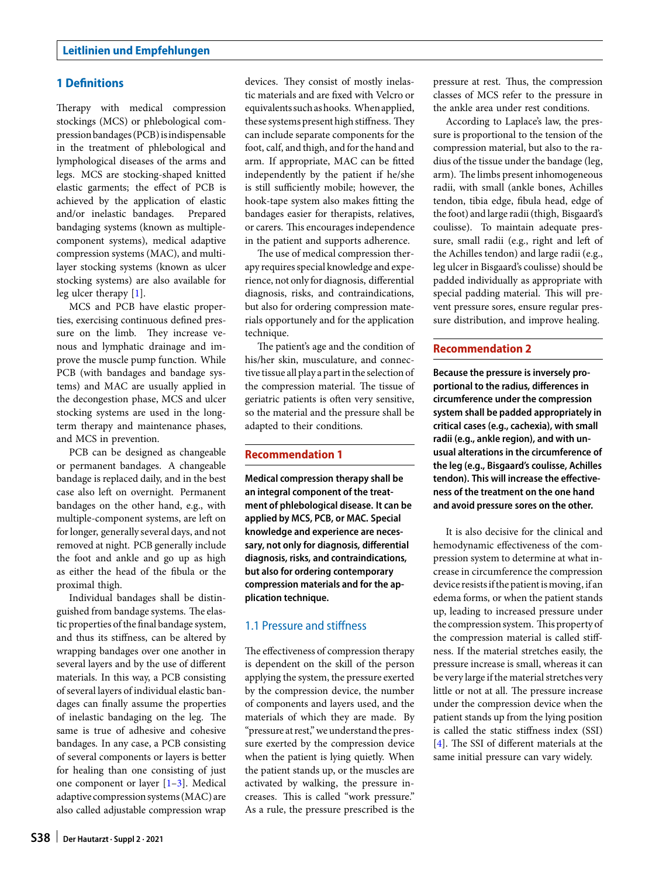## 1 Definitions

Therapy with medical compression stockings (MCS) or phlebological compression bandages (PCB) is indispensable in the treatment of phlebological and lymphological diseases of the arms and legs. MCS are stocking-shaped knitted elastic garments; the effect of PCB is achieved by the application of elastic and/or inelastic bandages. Prepared bandaging systems (known as multiple-component systems), medical adaptive compression systems (MAC), and multilayer stocking systems (known as ulcer stocking systems) are also available for leg ulcer therapy [1].

MCS and PCB have elastic properties, exercising continuous defined pressure on the limb. They increase venous and lymphatic drainage and improve the muscle pump function. While PCB (with bandages and bandage systems) and MAC are usually applied in the decongestion phase, MCS and ulcer stocking systems are used in the long-term therapy and maintenance phases, and MCS in prevention.

PCB can be designed as changeable or permanent bandages. A changeable bandage is replaced daily, and in the best case also left on overnight. Permanent bandages on the other hand, e.g., with multiple-component systems, are left on for longer, generally several days, and not removed at night. PCB generally include the foot and ankle and go up as high as either the head of the fibula or the proximal thigh.

Individual bandages shall be distinguished from bandage systems. The elastic properties of the final bandage system, and thus its stiffness, can be altered by wrapping bandages over one another in several layers and by the use of different materials. In this way, a PCB consisting of several layers of individual elastic bandages can finally assume the properties of inelastic bandaging on the leg. The same is true of adhesive and cohesive bandages. In any case, a PCB consisting of several components or layers is better for healing than one consisting of just one component or layer [1–3]. Medical adaptive compression systems (MAC) are also called adjustable compression wrap devices. They consist of mostly inelastic materials and are fixed with Velcro or equivalents such as hooks. When applied, these systems present high stiffness. They can include separate components for the foot, calf, and thigh, and for the hand and arm. If appropriate, MAC can be fitted independently by the patient if he/she is still sufficiently mobile; however, the hook-tape system also makes fitting the bandages easier for therapists, relatives, or carers. This encourages independence in the patient and supports adherence.

The use of medical compression therapy requires special knowledge and experience, not only for diagnosis, differential diagnosis, risks, and contraindications, but also for ordering compression materials opportunely and for the application technique.

The patient's age and the condition of his/her skin, musculature, and connective tissue all play a part in the selection of the compression material. The tissue of geriatric patients is often very sensitive, so the material and the pressure shall be adapted to their conditions.

### Recommendation 1

**Medical compression therapy shall be an integral component of the treatment of phlebological disease. It can be applied by MCS, PCB, or MAC. Special knowledge and experience are necessary, not only for diagnosis, differential diagnosis, risks, and contraindications, but also for ordering contemporary compression materials and for the application technique.**

### 1.1 Pressure and stiffness

The effectiveness of compression therapy is dependent on the skill of the person applying the system, the pressure exerted by the compression device, the number of components and layers used, and the materials of which they are made. By "pressure at rest," we understand the pressure exerted by the compression device when the patient is lying quietly. When the patient stands up, or the muscles are activated by walking, the pressure increases. This is called "work pressure." As a rule, the pressure prescribed is the pressure at rest. Thus, the compression classes of MCS refer to the pressure in the ankle area under rest conditions.

According to Laplace's law, the pressure is proportional to the tension of the compression material, but also to the radius of the tissue under the bandage (leg, arm). The limbs present inhomogeneous radii, with small (ankle bones, Achilles tendon, tibia edge, fibula head, edge of the foot) and large radii (thigh, Bisgaard's coulisse). To maintain adequate pressure, small radii (e.g., right and left of the Achilles tendon) and large radii (e.g., leg ulcer in Bisgaard's coulisse) should be padded individually as appropriate with special padding material. This will prevent pressure sores, ensure regular pressure distribution, and improve healing.

### Recommendation 2

**Because the pressure is inversely proportional to the radius, differences in circumference under the compression system shall be padded appropriately in critical cases (e.g., cachexia), with small radii (e.g., ankle region), and with unusual alterations in the circumference of the leg (e.g., Bisgaard's coulisse, Achilles tendon). This will increase the effectiveness of the treatment on the one hand and avoid pressure sores on the other.**

It is also decisive for the clinical and hemodynamic effectiveness of the compression system to determine at what increase in circumference the compression device resists if the patient is moving, if an edema forms, or when the patient stands up, leading to increased pressure under the compression system. This property of the compression material is called stiffness. If the material stretches easily, the pressure increase is small, whereas it can be very large if the material stretches very little or not at all. The pressure increase under the compression device when the patient stands up from the lying position is called the static stiffness index (SSI) [4]. The SSI of different materials at the same initial pressure can vary widely.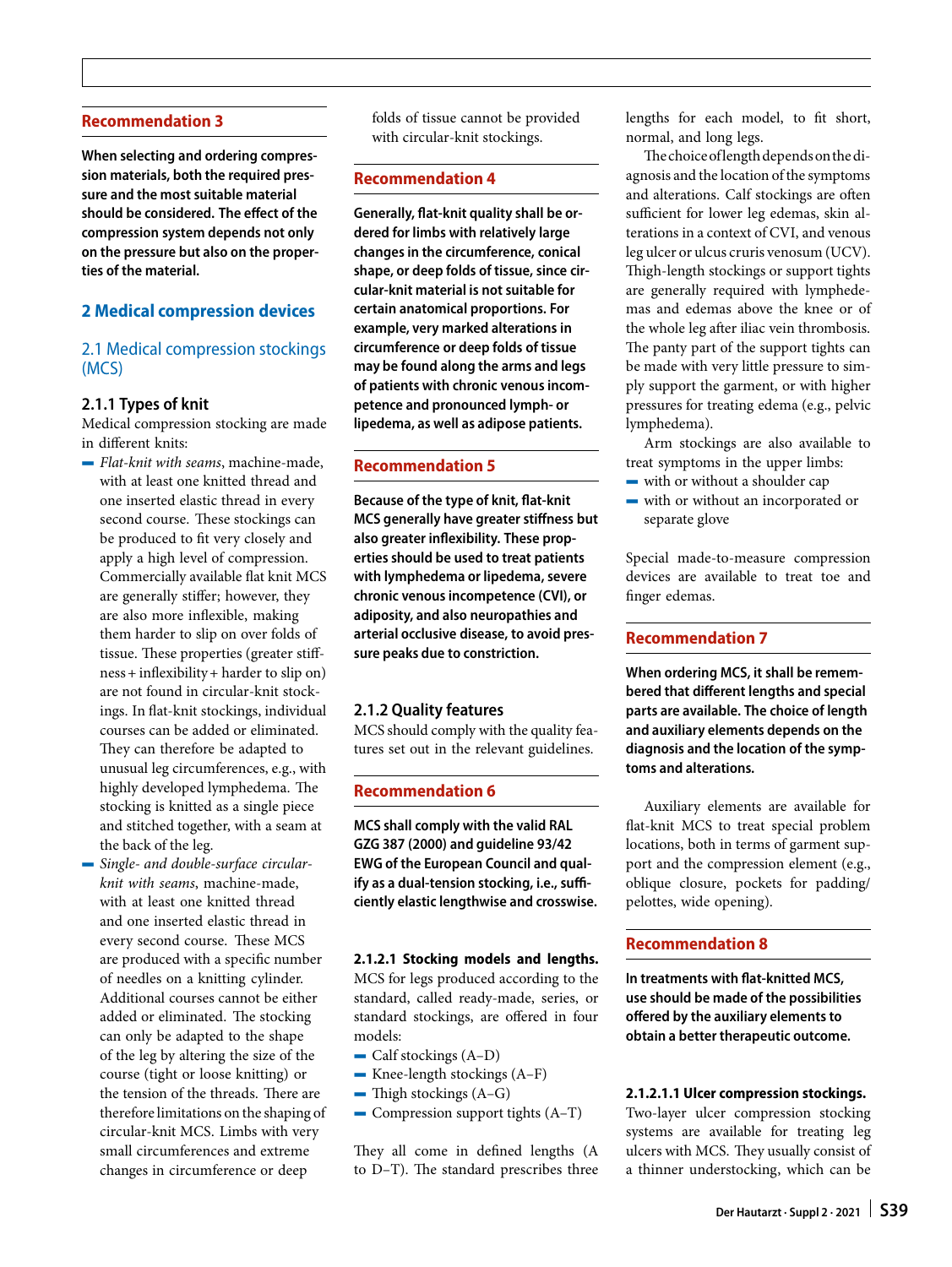### Recommendation 3

**When selecting and ordering compression materials, both the required pressure and the most suitable material should be considered. The effect of the compression system depends not only on the pressure but also on the properties of the material.**

## 2 Medical compression devices

### 2.1 Medical compression stockings (MCS)

#### 2.1.1 Types of knit

Medical compression stocking are made in different knits:

- *Flat-knit with seams*, machine-made, with at least one knitted thread and one inserted elastic thread in every second course. These stockings can be produced to fit very closely and apply a high level of compression. Commercially available flat knit MCS are generally stiffer; however, they are also more inflexible, making them harder to slip on over folds of tissue. These properties (greater stiffness + inflexibility + harder to slip on) are not found in circular-knit stockings. In flat-knit stockings, individual courses can be added or eliminated. They can therefore be adapted to unusual leg circumferences, e.g., with highly developed lymphedema. The stocking is knitted as a single piece and stitched together, with a seam at the back of the leg.
- *Single- and double-surface circular-knit with seams*, machine-made, with at least one knitted thread and one inserted elastic thread in every second course. These MCS are produced with a specific number of needles on a knitting cylinder. Additional courses cannot be either added or eliminated. The stocking can only be adapted to the shape of the leg by altering the size of the course (tight or loose knitting) or the tension of the threads. There are therefore limitations on the shaping of circular-knit MCS. Limbs with very small circumferences and extreme changes in circumference or deep folds of tissue cannot be provided with circular-knit stockings.

### Recommendation 4

**Generally, flat-knit quality shall be ordered for limbs with relatively large changes in the circumference, conical shape, or deep folds of tissue, since circular-knit material is not suitable for certain anatomical proportions. For example, very marked alterations in circumference or deep folds of tissue may be found along the arms and legs of patients with chronic venous incompetence and pronounced lymph- or lipedema, as well as adipose patients.**

### Recommendation 5

**Because of the type of knit, flat-knit MCS generally have greater stiffness but also greater inflexibility. These properties should be used to treat patients with lymphedema or lipedema, severe chronic venous incompetence (CVI), or adiposity, and also neuropathies and arterial occlusive disease, to avoid pressure peaks due to constriction.**

#### 2.1.2 Quality features

MCS should comply with the quality features set out in the relevant guidelines.

### Recommendation 6

**MCS shall comply with the valid RAL GZG 387 (2000) and guideline 93/42 EWG of the European Council and qualify as a dual-tension stocking, i.e., sufficiently elastic lengthwise and crosswise.**

**2.1.2.1 Stocking models and lengths.** MCS for legs produced according to the standard, called ready-made, series, or standard stockings, are offered in four models:

- Calf stockings (A–D)
- Knee-length stockings (A–F)
- Thigh stockings (A–G)
- Compression support tights (A–T)

They all come in defined lengths (A to D–T). The standard prescribes three lengths for each model, to fit short, normal, and long legs.

The choice of length depends on the diagnosis and the location of the symptoms and alterations. Calf stockings are often sufficient for lower leg edemas, skin alterations in a context of CVI, and venous leg ulcer or ulcus cruris venosum (UCV). Thigh-length stockings or support tights are generally required with lymphedemas and edemas above the knee or of the whole leg after iliac vein thrombosis. The panty part of the support tights can be made with very little pressure to simply support the garment, or with higher pressures for treating edema (e.g., pelvic lymphedema).

Arm stockings are also available to treat symptoms in the upper limbs:

- with or without a shoulder cap
- with or without an incorporated or separate glove

Special made-to-measure compression devices are available to treat toe and finger edemas.

### Recommendation 7

**When ordering MCS, it shall be remembered that different lengths and special parts are available. The choice of length and auxiliary elements depends on the diagnosis and the location of the symptoms and alterations.**

Auxiliary elements are available for flat-knit MCS to treat special problem locations, both in terms of garment support and the compression element (e.g., oblique closure, pockets for padding/pelottes, wide opening).

### Recommendation 8

**In treatments with flat-knitted MCS, use should be made of the possibilities offered by the auxiliary elements to obtain a better therapeutic outcome.**

**2.1.2.1.1 Ulcer compression stockings.** Two-layer ulcer compression stocking systems are available for treating leg ulcers with MCS. They usually consist of a thinner understocking, which can be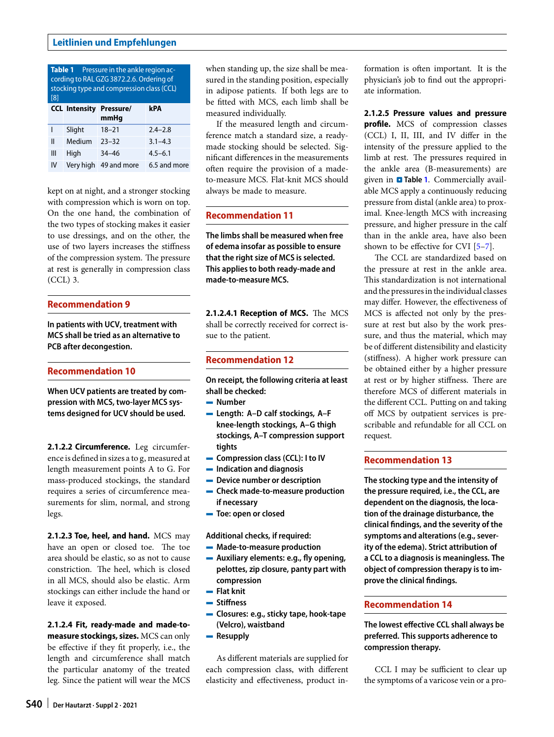**Table 1** Pressure in the ankle region according to RAL GZG 3872.2.6. Ordering of stocking type and compression class (CCL) [8]

| CCL | Intensity | Pressure/mmHg | kPA |
|---|---|---|---|
| I | Slight | 18–21 | 2.4–2.8 |
| II | Medium | 23–32 | 3.1–4.3 |
| III | High | 34–46 | 4.5–6.1 |
| IV | Very high | 49 and more | 6.5 and more |

kept on at night, and a stronger stocking with compression which is worn on top. On the one hand, the combination of the two types of stocking makes it easier to use dressings, and on the other, the use of two layers increases the stiffness of the compression system. The pressure at rest is generally in compression class (CCL) 3.

## Recommendation 9

**In patients with UCV, treatment with MCS shall be tried as an alternative to PCB after decongestion.**

## Recommendation 10

**When UCV patients are treated by compression with MCS, two-layer MCS systems designed for UCV should be used.**

**2.1.2.2 Circumference.** Leg circumference is defined in sizes a to g, measured at length measurement points A to G. For mass-produced stockings, the standard requires a series of circumference measurements for slim, normal, and strong legs.

**2.1.2.3 Toe, heel, and hand.** MCS may have an open or closed toe. The toe area should be elastic, so as not to cause constriction. The heel, which is closed in all MCS, should also be elastic. Arm stockings can either include the hand or leave it exposed.

**2.1.2.4 Fit, ready-made and made-to-measure stockings, sizes.** MCS can only be effective if they fit properly, i.e., the length and circumference shall match the particular anatomy of the treated leg. Since the patient will wear the MCS when standing up, the size shall be measured in the standing position, especially in adipose patients. If both legs are to be fitted with MCS, each limb shall be measured individually.

If the measured length and circumference match a standard size, a ready-made stocking should be selected. Significant differences in the measurements often require the provision of a made-to-measure MCS. Flat-knit MCS should always be made to measure.

## Recommendation 11

**The limbs shall be measured when free of edema insofar as possible to ensure that the right size of MCS is selected. This applies to both ready-made and made-to-measure MCS.**

**2.1.2.4.1 Reception of MCS.** The MCS shall be correctly received for correct issue to the patient.

## Recommendation 12

**On receipt, the following criteria at least shall be checked:**

- **Number**
- **Length: A–D calf stockings, A–F knee-length stockings, A–G thigh stockings, A–T compression support tights**
- **Compression class (CCL): I to IV**
- **Indication and diagnosis**
- **Device number or description**
- **Check made-to-measure production if necessary**
- **Toe: open or closed**

**Additional checks, if required:**

- **Made-to-measure production**
- **Auxiliary elements: e.g., fly opening, pelottes, zip closure, panty part with compression**
- **Flat knit**
- **Stiffness**
- **Closures: e.g., sticky tape, hook-tape (Velcro), waistband**
- **Resupply**

As different materials are supplied for each compression class, with different elasticity and effectiveness, product information is often important. It is the physician's job to find out the appropriate information.

**2.1.2.5 Pressure values and pressure profile.** MCS of compression classes (CCL) I, II, III, and IV differ in the intensity of the pressure applied to the limb at rest. The pressures required in the ankle area (B-measurements) are given in Table 1. Commercially available MCS apply a continuously reducing pressure from distal (ankle area) to proximal. Knee-length MCS with increasing pressure, and higher pressure in the calf than in the ankle area, have also been shown to be effective for CVI [5–7].

The CCL are standardized based on the pressure at rest in the ankle area. This standardization is not international and the pressures in the individual classes may differ. However, the effectiveness of MCS is affected not only by the pressure at rest but also by the work pressure, and thus the material, which may be of different distensibility and elasticity (stiffness). A higher work pressure can be obtained either by a higher pressure at rest or by higher stiffness. There are therefore MCS of different materials in the different CCL. Putting on and taking off MCS by outpatient services is prescribable and refundable for all CCL on request.

## Recommendation 13

**The stocking type and the intensity of the pressure required, i.e., the CCL, are dependent on the diagnosis, the location of the drainage disturbance, the clinical findings, and the severity of the symptoms and alterations (e.g., severity of the edema). Strict attribution of a CCL to a diagnosis is meaningless. The object of compression therapy is to improve the clinical findings.**

## Recommendation 14

**The lowest effective CCL shall always be preferred. This supports adherence to compression therapy.**

CCL I may be sufficient to clear up the symptoms of a varicose vein or a pro-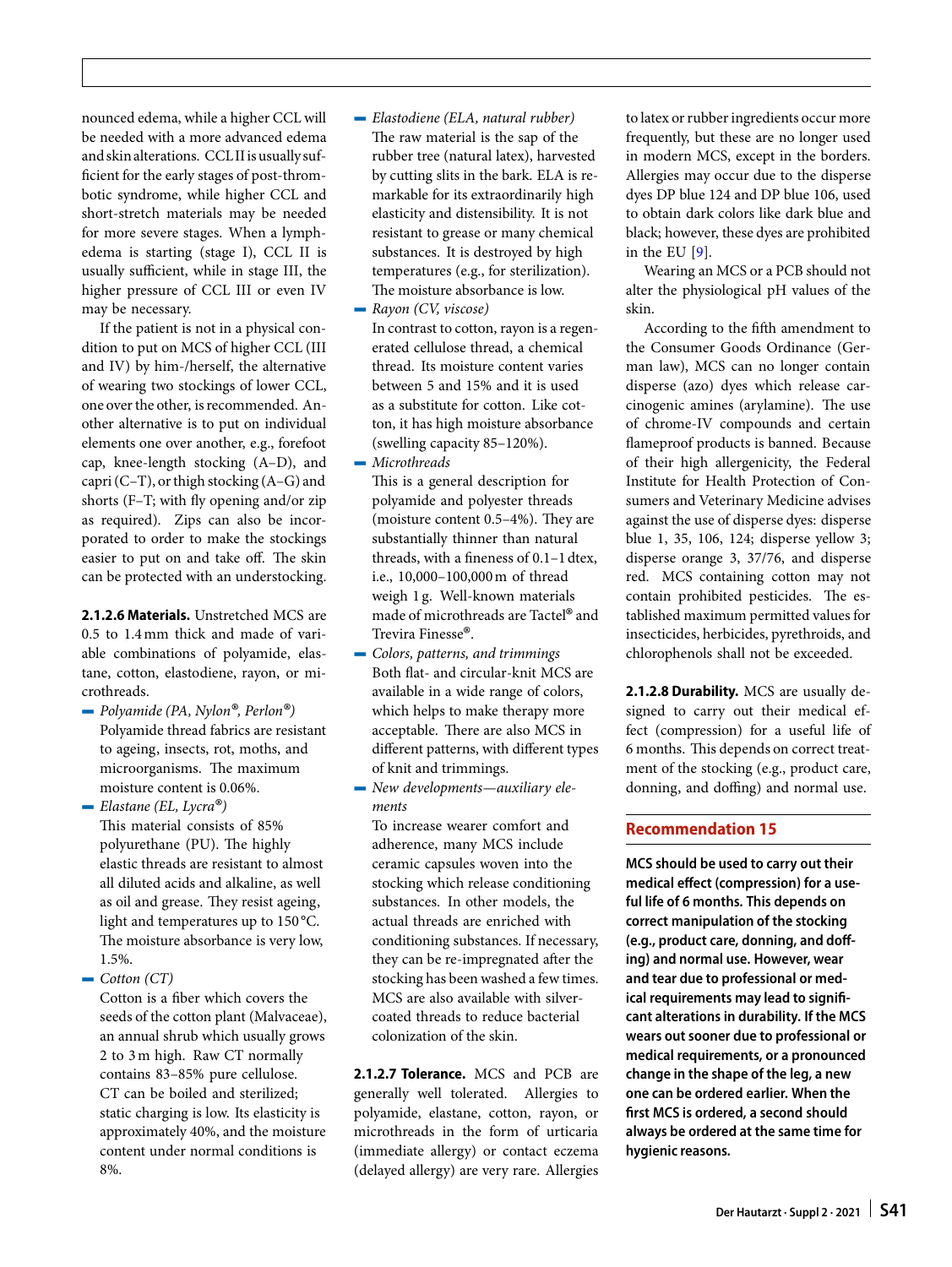nounced edema, while a higher CCL will be needed with a more advanced edema and skin alterations. CCL II is usually sufficient for the early stages of post-thrombotic syndrome, while higher CCL and short-stretch materials may be needed for more severe stages. When a lymphedema is starting (stage I), CCL II is usually sufficient, while in stage III, the higher pressure of CCL III or even IV may be necessary.

If the patient is not in a physical condition to put on MCS of higher CCL (III and IV) by him-/herself, the alternative of wearing two stockings of lower CCL, one over the other, is recommended. Another alternative is to put on individual elements one over another, e.g., forefoot cap, knee-length stocking (A–D), and capri (C–T), or thigh stocking (A–G) and shorts (F–T; with fly opening and/or zip as required). Zips can also be incorporated to order to make the stockings easier to put on and take off. The skin can be protected with an understocking.

**2.1.2.6 Materials.** Unstretched MCS are 0.5 to 1.4 mm thick and made of variable combinations of polyamide, elastane, cotton, elastodiene, rayon, or microthreads.

- *Polyamide (PA, Nylon®, Perlon®)*
  Polyamide thread fabrics are resistant to ageing, insects, rot, moths, and microorganisms. The maximum moisture content is 0.06%.
- *Elastane (EL, Lycra®)*
  This material consists of 85% polyurethane (PU). The highly elastic threads are resistant to almost all diluted acids and alkaline, as well as oil and grease. They resist ageing, light and temperatures up to 150 °C. The moisture absorbance is very low, 1.5%.
- *Cotton (CT)*
  Cotton is a fiber which covers the seeds of the cotton plant (Malvaceae), an annual shrub which usually grows 2 to 3 m high. Raw CT normally contains 83–85% pure cellulose. CT can be boiled and sterilized; static charging is low. Its elasticity is approximately 40%, and the moisture content under normal conditions is 8%.
- *Elastodiene (ELA, natural rubber)*
  The raw material is the sap of the rubber tree (natural latex), harvested by cutting slits in the bark. ELA is remarkable for its extraordinarily high elasticity and distensibility. It is not resistant to grease or many chemical substances. It is destroyed by high temperatures (e.g., for sterilization). The moisture absorbance is low.
- *Rayon (CV, viscose)*
  In contrast to cotton, rayon is a regenerated cellulose thread, a chemical thread. Its moisture content varies between 5 and 15% and it is used as a substitute for cotton. Like cotton, it has high moisture absorbance (swelling capacity 85–120%).
- *Microthreads*
  This is a general description for polyamide and polyester threads (moisture content 0.5–4%). They are substantially thinner than natural threads, with a fineness of 0.1–1 dtex, i.e., 10,000–100,000 m of thread weigh 1 g. Well-known materials made of microthreads are Tactel® and Trevira Finesse®.
- *Colors, patterns, and trimmings*
  Both flat- and circular-knit MCS are available in a wide range of colors, which helps to make therapy more acceptable. There are also MCS in different patterns, with different types of knit and trimmings.
- *New developments—auxiliary elements*
  To increase wearer comfort and adherence, many MCS include ceramic capsules woven into the stocking which release conditioning substances. In other models, the actual threads are enriched with conditioning substances. If necessary, they can be re-impregnated after the stocking has been washed a few times. MCS are also available with silver-coated threads to reduce bacterial colonization of the skin.

**2.1.2.7 Tolerance.** MCS and PCB are generally well tolerated. Allergies to polyamide, elastane, cotton, rayon, or microthreads in the form of urticaria (immediate allergy) or contact eczema (delayed allergy) are very rare. Allergies to latex or rubber ingredients occur more frequently, but these are no longer used in modern MCS, except in the borders. Allergies may occur due to the disperse dyes DP blue 124 and DP blue 106, used to obtain dark colors like dark blue and black; however, these dyes are prohibited in the EU [9].

Wearing an MCS or a PCB should not alter the physiological pH values of the skin.

According to the fifth amendment to the Consumer Goods Ordinance (German law), MCS can no longer contain disperse (azo) dyes which release carcinogenic amines (arylamine). The use of chrome-IV compounds and certain flameproof products is banned. Because of their high allergenicity, the Federal Institute for Health Protection of Consumers and Veterinary Medicine advises against the use of disperse dyes: disperse blue 1, 35, 106, 124; disperse yellow 3; disperse orange 3, 37/76, and disperse red. MCS containing cotton may not contain prohibited pesticides. The established maximum permitted values for insecticides, herbicides, pyrethroids, and chlorophenols shall not be exceeded.

**2.1.2.8 Durability.** MCS are usually designed to carry out their medical effect (compression) for a useful life of 6 months. This depends on correct treatment of the stocking (e.g., product care, donning, and doffing) and normal use.

### Recommendation 15

**MCS should be used to carry out their medical effect (compression) for a useful life of 6 months. This depends on correct manipulation of the stocking (e.g., product care, donning, and doffing) and normal use. However, wear and tear due to professional or medical requirements may lead to significant alterations in durability. If the MCS wears out sooner due to professional or medical requirements, or a pronounced change in the shape of the leg, a new one can be ordered earlier. When the first MCS is ordered, a second should always be ordered at the same time for hygienic reasons.**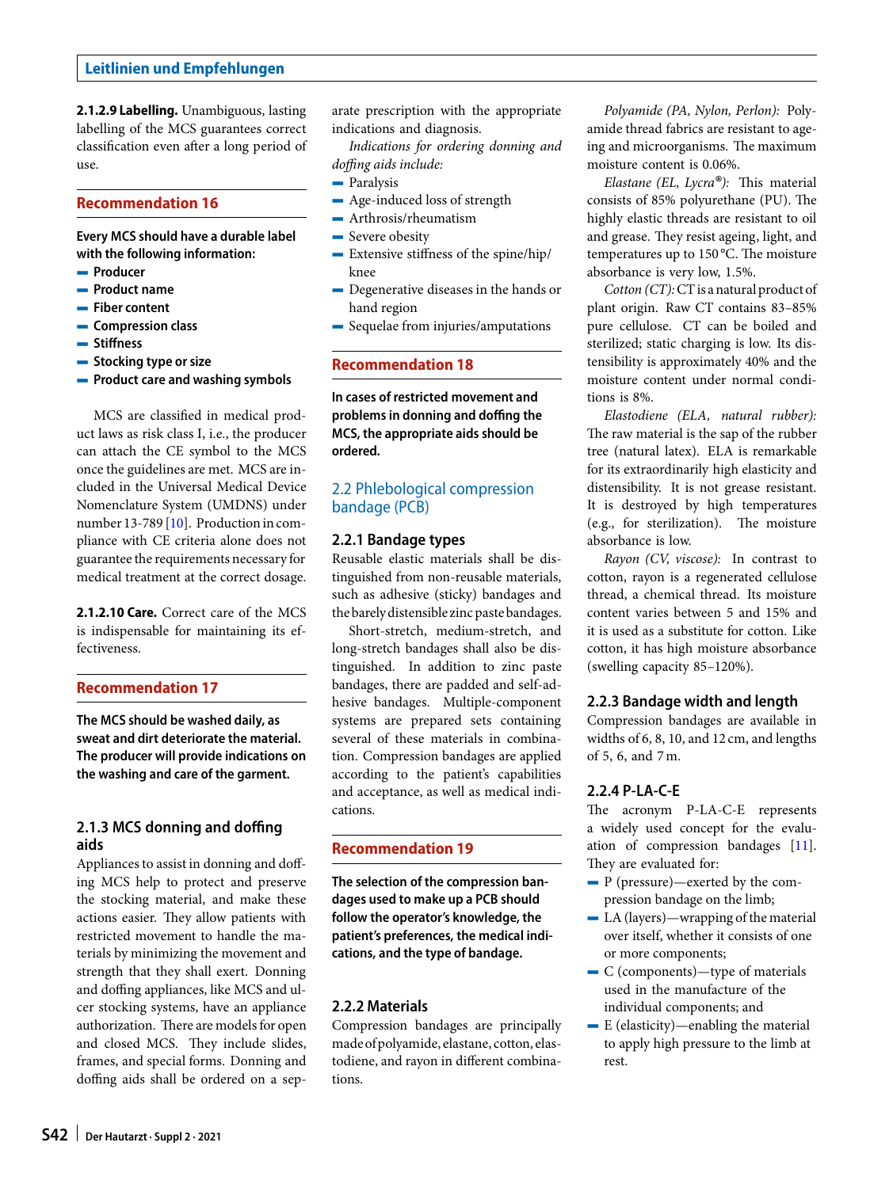**2.1.2.9 Labelling.** Unambiguous, lasting labelling of the MCS guarantees correct classification even after a long period of use.

### Recommendation 16

**Every MCS should have a durable label with the following information:**
- **Producer**
- **Product name**
- **Fiber content**
- **Compression class**
- **Stiffness**
- **Stocking type or size**
- **Product care and washing symbols**

MCS are classified in medical product laws as risk class I, i.e., the producer can attach the CE symbol to the MCS once the guidelines are met. MCS are included in the Universal Medical Device Nomenclature System (UMDNS) under number 13-789 [10]. Production in compliance with CE criteria alone does not guarantee the requirements necessary for medical treatment at the correct dosage.

**2.1.2.10 Care.** Correct care of the MCS is indispensable for maintaining its effectiveness.

### Recommendation 17

**The MCS should be washed daily, as sweat and dirt deteriorate the material. The producer will provide indications on the washing and care of the garment.**

### 2.1.3 MCS donning and doffing aids

Appliances to assist in donning and doffing MCS help to protect and preserve the stocking material, and make these actions easier. They allow patients with restricted movement to handle the materials by minimizing the movement and strength that they shall exert. Donning and doffing appliances, like MCS and ulcer stocking systems, have an appliance authorization. There are models for open and closed MCS. They include slides, frames, and special forms. Donning and doffing aids shall be ordered on a separate prescription with the appropriate indications and diagnosis.

*Indications for ordering donning and doffing aids include:*
- Paralysis
- Age-induced loss of strength
- Arthrosis/rheumatism
- Severe obesity
- Extensive stiffness of the spine/hip/knee
- Degenerative diseases in the hands or hand region
- Sequelae from injuries/amputations

### Recommendation 18

**In cases of restricted movement and problems in donning and doffing the MCS, the appropriate aids should be ordered.**

## 2.2 Phlebological compression bandage (PCB)

### 2.2.1 Bandage types

Reusable elastic materials shall be distinguished from non-reusable materials, such as adhesive (sticky) bandages and the barely distensible zinc paste bandages.

Short-stretch, medium-stretch, and long-stretch bandages shall also be distinguished. In addition to zinc paste bandages, there are padded and self-adhesive bandages. Multiple-component systems are prepared sets containing several of these materials in combination. Compression bandages are applied according to the patient's capabilities and acceptance, as well as medical indications.

### Recommendation 19

**The selection of the compression bandages used to make up a PCB should follow the operator's knowledge, the patient's preferences, the medical indications, and the type of bandage.**

### 2.2.2 Materials

Compression bandages are principally made of polyamide, elastane, cotton, elastodiene, and rayon in different combinations.

*Polyamide (PA, Nylon, Perlon):* Polyamide thread fabrics are resistant to ageing and microorganisms. The maximum moisture content is 0.06%.

*Elastane (EL, Lycra®):* This material consists of 85% polyurethane (PU). The highly elastic threads are resistant to oil and grease. They resist ageing, light, and temperatures up to 150 °C. The moisture absorbance is very low, 1.5%.

*Cotton (CT):* CT is a natural product of plant origin. Raw CT contains 83–85% pure cellulose. CT can be boiled and sterilized; static charging is low. Its distensibility is approximately 40% and the moisture content under normal conditions is 8%.

*Elastodiene (ELA, natural rubber):* The raw material is the sap of the rubber tree (natural latex). ELA is remarkable for its extraordinarily high elasticity and distensibility. It is not grease resistant. It is destroyed by high temperatures (e.g., for sterilization). The moisture absorbance is low.

*Rayon (CV, viscose):* In contrast to cotton, rayon is a regenerated cellulose thread, a chemical thread. Its moisture content varies between 5 and 15% and it is used as a substitute for cotton. Like cotton, it has high moisture absorbance (swelling capacity 85–120%).

### 2.2.3 Bandage width and length

Compression bandages are available in widths of 6, 8, 10, and 12 cm, and lengths of 5, 6, and 7 m.

### 2.2.4 P-LA-C-E

The acronym P-LA-C-E represents a widely used concept for the evaluation of compression bandages [11]. They are evaluated for:
- P (pressure)—exerted by the compression bandage on the limb;
- LA (layers)—wrapping of the material over itself, whether it consists of one or more components;
- C (components)—type of materials used in the manufacture of the individual components; and
- E (elasticity)—enabling the material to apply high pressure to the limb at rest.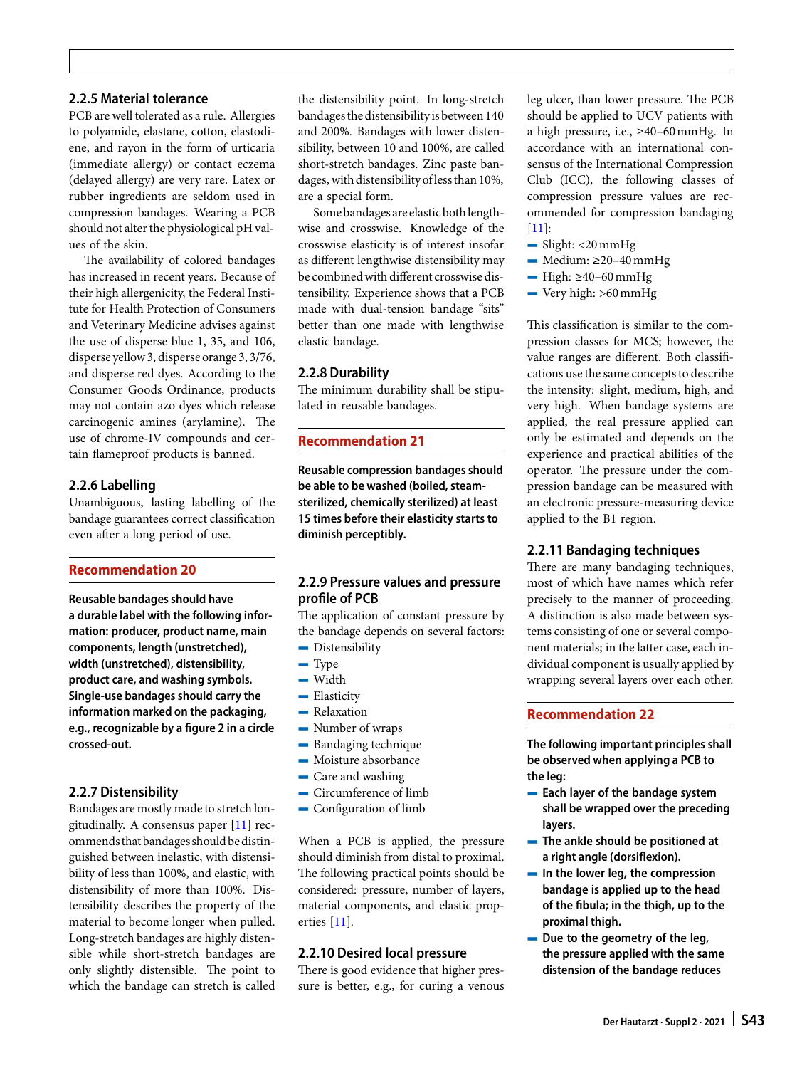### 2.2.5 Material tolerance

PCB are well tolerated as a rule. Allergies to polyamide, elastane, cotton, elastodiene, and rayon in the form of urticaria (immediate allergy) or contact eczema (delayed allergy) are very rare. Latex or rubber ingredients are seldom used in compression bandages. Wearing a PCB should not alter the physiological pH values of the skin.

The availability of colored bandages has increased in recent years. Because of their high allergenicity, the Federal Institute for Health Protection of Consumers and Veterinary Medicine advises against the use of disperse blue 1, 35, and 106, disperse yellow 3, disperse orange 3, 3/76, and disperse red dyes. According to the Consumer Goods Ordinance, products may not contain azo dyes which release carcinogenic amines (arylamine). The use of chrome-IV compounds and certain flameproof products is banned.

### 2.2.6 Labelling

Unambiguous, lasting labelling of the bandage guarantees correct classification even after a long period of use.

#### Recommendation 20

**Reusable bandages should have a durable label with the following information: producer, product name, main components, length (unstretched), width (unstretched), distensibility, product care, and washing symbols. Single-use bandages should carry the information marked on the packaging, e.g., recognizable by a figure 2 in a circle crossed-out.**

### 2.2.7 Distensibility

Bandages are mostly made to stretch longitudinally. A consensus paper [11] recommends that bandages should be distinguished between inelastic, with distensibility of less than 100%, and elastic, with distensibility of more than 100%. Distensibility describes the property of the material to become longer when pulled. Long-stretch bandages are highly distensible while short-stretch bandages are only slightly distensible. The point to which the bandage can stretch is called the distensibility point. In long-stretch bandages the distensibility is between 140 and 200%. Bandages with lower distensibility, between 10 and 100%, are called short-stretch bandages. Zinc paste bandages, with distensibility of less than 10%, are a special form.

Some bandages are elastic both lengthwise and crosswise. Knowledge of the crosswise elasticity is of interest insofar as different lengthwise distensibility may be combined with different crosswise distensibility. Experience shows that a PCB made with dual-tension bandage "sits" better than one made with lengthwise elastic bandage.

### 2.2.8 Durability

The minimum durability shall be stipulated in reusable bandages.

#### Recommendation 21

**Reusable compression bandages should be able to be washed (boiled, steam-sterilized, chemically sterilized) at least 15 times before their elasticity starts to diminish perceptibly.**

### 2.2.9 Pressure values and pressure profile of PCB

The application of constant pressure by the bandage depends on several factors:

- Distensibility
- Type
- Width
- Elasticity
- Relaxation
- Number of wraps
- Bandaging technique
- Moisture absorbance
- Care and washing
- Circumference of limb
- Configuration of limb

When a PCB is applied, the pressure should diminish from distal to proximal. The following practical points should be considered: pressure, number of layers, material components, and elastic properties [11].

### 2.2.10 Desired local pressure

There is good evidence that higher pressure is better, e.g., for curing a venous leg ulcer, than lower pressure. The PCB should be applied to UCV patients with a high pressure, i.e., ≥40–60 mmHg. In accordance with an international consensus of the International Compression Club (ICC), the following classes of compression pressure values are recommended for compression bandaging [11]:

- Slight: <20 mmHg
- Medium: ≥20–40 mmHg
- High: ≥40–60 mmHg
- Very high: >60 mmHg

This classification is similar to the compression classes for MCS; however, the value ranges are different. Both classifications use the same concepts to describe the intensity: slight, medium, high, and very high. When bandage systems are applied, the real pressure applied can only be estimated and depends on the experience and practical abilities of the operator. The pressure under the compression bandage can be measured with an electronic pressure-measuring device applied to the B1 region.

### 2.2.11 Bandaging techniques

There are many bandaging techniques, most of which have names which refer precisely to the manner of proceeding. A distinction is also made between systems consisting of one or several component materials; in the latter case, each individual component is usually applied by wrapping several layers over each other.

#### Recommendation 22

**The following important principles shall be observed when applying a PCB to the leg:**

- **Each layer of the bandage system shall be wrapped over the preceding layers.**
- **The ankle should be positioned at a right angle (dorsiflexion).**
- **In the lower leg, the compression bandage is applied up to the head of the fibula; in the thigh, up to the proximal thigh.**
- **Due to the geometry of the leg, the pressure applied with the same distension of the bandage reduces**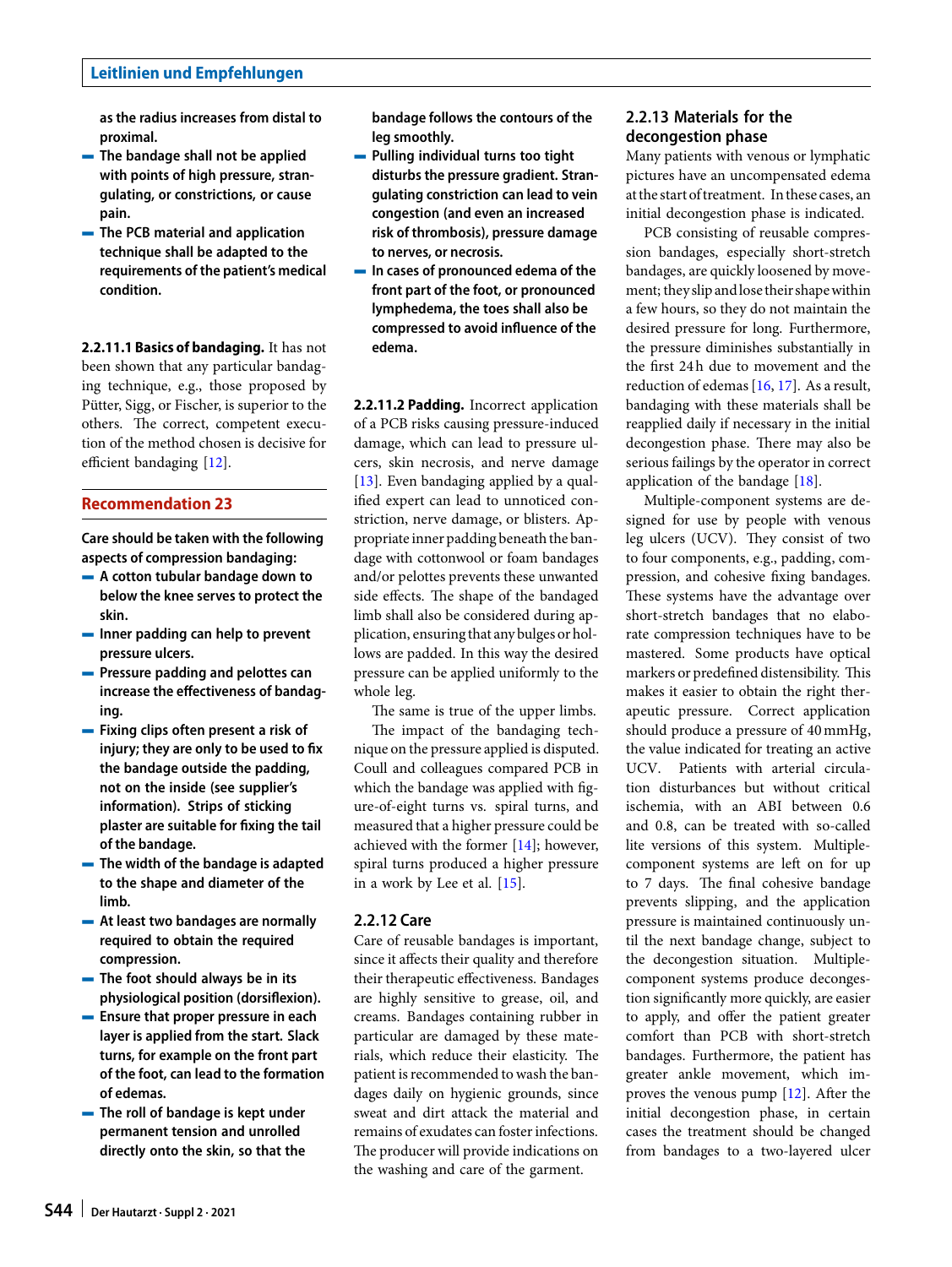**as the radius increases from distal to proximal.**

- **The bandage shall not be applied with points of high pressure, strangulating, or constrictions, or cause pain.**
- **The PCB material and application technique shall be adapted to the requirements of the patient's medical condition.**

**2.2.11.1 Basics of bandaging.** It has not been shown that any particular bandaging technique, e.g., those proposed by Pütter, Sigg, or Fischer, is superior to the others. The correct, competent execution of the method chosen is decisive for efficient bandaging [12].

## Recommendation 23

**Care should be taken with the following aspects of compression bandaging:**

- **A cotton tubular bandage down to below the knee serves to protect the skin.**
- **Inner padding can help to prevent pressure ulcers.**
- **Pressure padding and pelottes can increase the effectiveness of bandaging.**
- **Fixing clips often present a risk of injury; they are only to be used to fix the bandage outside the padding, not on the inside (see supplier's information). Strips of sticking plaster are suitable for fixing the tail of the bandage.**
- **The width of the bandage is adapted to the shape and diameter of the limb.**
- **At least two bandages are normally required to obtain the required compression.**
- **The foot should always be in its physiological position (dorsiflexion).**
- **Ensure that proper pressure in each layer is applied from the start. Slack turns, for example on the front part of the foot, can lead to the formation of edemas.**
- **The roll of bandage is kept under permanent tension and unrolled directly onto the skin, so that the bandage follows the contours of the leg smoothly.**
- **Pulling individual turns too tight disturbs the pressure gradient. Strangulating constriction can lead to vein congestion (and even an increased risk of thrombosis), pressure damage to nerves, or necrosis.**
- **In cases of pronounced edema of the front part of the foot, or pronounced lymphedema, the toes shall also be compressed to avoid influence of the edema.**

**2.2.11.2 Padding.** Incorrect application of a PCB risks causing pressure-induced damage, which can lead to pressure ulcers, skin necrosis, and nerve damage [13]. Even bandaging applied by a qualified expert can lead to unnoticed constriction, nerve damage, or blisters. Appropriate inner padding beneath the bandage with cottonwool or foam bandages and/or pelottes prevents these unwanted side effects. The shape of the bandaged limb shall also be considered during application, ensuring that any bulges or hollows are padded. In this way the desired pressure can be applied uniformly to the whole leg.

The same is true of the upper limbs.

The impact of the bandaging technique on the pressure applied is disputed. Coull and colleagues compared PCB in which the bandage was applied with figure-of-eight turns vs. spiral turns, and measured that a higher pressure could be achieved with the former [14]; however, spiral turns produced a higher pressure in a work by Lee et al. [15].

### 2.2.12 Care

Care of reusable bandages is important, since it affects their quality and therefore their therapeutic effectiveness. Bandages are highly sensitive to grease, oil, and creams. Bandages containing rubber in particular are damaged by these materials, which reduce their elasticity. The patient is recommended to wash the bandages daily on hygienic grounds, since sweat and dirt attack the material and remains of exudates can foster infections. The producer will provide indications on the washing and care of the garment.

### 2.2.13 Materials for the decongestion phase

Many patients with venous or lymphatic pictures have an uncompensated edema at the start of treatment. In these cases, an initial decongestion phase is indicated.

PCB consisting of reusable compression bandages, especially short-stretch bandages, are quickly loosened by movement; they slip and lose their shape within a few hours, so they do not maintain the desired pressure for long. Furthermore, the pressure diminishes substantially in the first 24 h due to movement and the reduction of edemas [16, 17]. As a result, bandaging with these materials shall be reapplied daily if necessary in the initial decongestion phase. There may also be serious failings by the operator in correct application of the bandage [18].

Multiple-component systems are designed for use by people with venous leg ulcers (UCV). They consist of two to four components, e.g., padding, compression, and cohesive fixing bandages. These systems have the advantage over short-stretch bandages that no elaborate compression techniques have to be mastered. Some products have optical markers or predefined distensibility. This makes it easier to obtain the right therapeutic pressure. Correct application should produce a pressure of 40 mmHg, the value indicated for treating an active UCV. Patients with arterial circulation disturbances but without critical ischemia, with an ABI between 0.6 and 0.8, can be treated with so-called lite versions of this system. Multiple-component systems are left on for up to 7 days. The final cohesive bandage prevents slipping, and the application pressure is maintained continuously until the next bandage change, subject to the decongestion situation. Multiple-component systems produce decongestion significantly more quickly, are easier to apply, and offer the patient greater comfort than PCB with short-stretch bandages. Furthermore, the patient has greater ankle movement, which improves the venous pump [12]. After the initial decongestion phase, in certain cases the treatment should be changed from bandages to a two-layered ulcer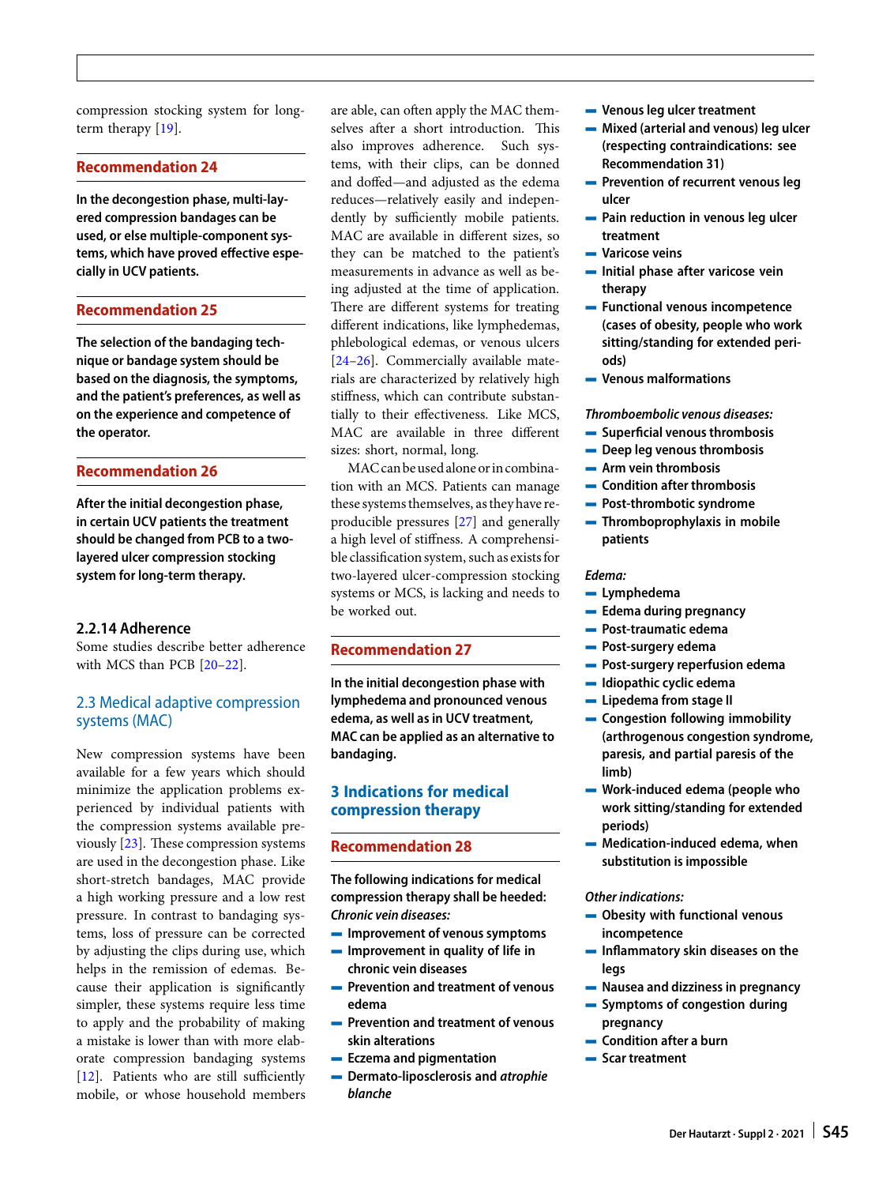compression stocking system for long-term therapy [19].

### Recommendation 24

**In the decongestion phase, multi-layered compression bandages can be used, or else multiple-component systems, which have proved effective especially in UCV patients.**

### Recommendation 25

**The selection of the bandaging technique or bandage system should be based on the diagnosis, the symptoms, and the patient's preferences, as well as on the experience and competence of the operator.**

### Recommendation 26

**After the initial decongestion phase, in certain UCV patients the treatment should be changed from PCB to a two-layered ulcer compression stocking system for long-term therapy.**

#### 2.2.14 Adherence

Some studies describe better adherence with MCS than PCB [20–22].

## 2.3 Medical adaptive compression systems (MAC)

New compression systems have been available for a few years which should minimize the application problems experienced by individual patients with the compression systems available previously [23]. These compression systems are used in the decongestion phase. Like short-stretch bandages, MAC provide a high working pressure and a low rest pressure. In contrast to bandaging systems, loss of pressure can be corrected by adjusting the clips during use, which helps in the remission of edemas. Because their application is significantly simpler, these systems require less time to apply and the probability of making a mistake is lower than with more elaborate compression bandaging systems [12]. Patients who are still sufficiently mobile, or whose household members are able, can often apply the MAC themselves after a short introduction. This also improves adherence. Such systems, with their clips, can be donned and doffed—and adjusted as the edema reduces—relatively easily and independently by sufficiently mobile patients. MAC are available in different sizes, so they can be matched to the patient's measurements in advance as well as being adjusted at the time of application. There are different systems for treating different indications, like lymphedemas, phlebological edemas, or venous ulcers [24–26]. Commercially available materials are characterized by relatively high stiffness, which can contribute substantially to their effectiveness. Like MCS, MAC are available in three different sizes: short, normal, long.

MAC can be used alone or in combination with an MCS. Patients can manage these systems themselves, as they have reproducible pressures [27] and generally a high level of stiffness. A comprehensible classification system, such as exists for two-layered ulcer-compression stocking systems or MCS, is lacking and needs to be worked out.

### Recommendation 27

**In the initial decongestion phase with lymphedema and pronounced venous edema, as well as in UCV treatment, MAC can be applied as an alternative to bandaging.**

# 3 Indications for medical compression therapy

### Recommendation 28

**The following indications for medical compression therapy shall be heeded:**

***Chronic vein diseases:***

- **Improvement of venous symptoms**
- **Improvement in quality of life in chronic vein diseases**
- **Prevention and treatment of venous edema**
- **Prevention and treatment of venous skin alterations**
- **Eczema and pigmentation**
- **Dermato-liposclerosis and *atrophie blanche***
- **Venous leg ulcer treatment**
- **Mixed (arterial and venous) leg ulcer (respecting contraindications: see Recommendation 31)**
- **Prevention of recurrent venous leg ulcer**
- **Pain reduction in venous leg ulcer treatment**
- **Varicose veins**
- **Initial phase after varicose vein therapy**
- **Functional venous incompetence (cases of obesity, people who work sitting/standing for extended periods)**
- **Venous malformations**

***Thromboembolic venous diseases:***

- **Superficial venous thrombosis**
- **Deep leg venous thrombosis**
- **Arm vein thrombosis**
- **Condition after thrombosis**
- **Post-thrombotic syndrome**
- **Thromboprophylaxis in mobile patients**

***Edema:***

- **Lymphedema**
- **Edema during pregnancy**
- **Post-traumatic edema**
- **Post-surgery edema**
- **Post-surgery reperfusion edema**
- **Idiopathic cyclic edema**
- **Lipedema from stage II**
- **Congestion following immobility (arthrogenous congestion syndrome, paresis, and partial paresis of the limb)**
- **Work-induced edema (people who work sitting/standing for extended periods)**
- **Medication-induced edema, when substitution is impossible**

***Other indications:***

- **Obesity with functional venous incompetence**
- **Inflammatory skin diseases on the legs**
- **Nausea and dizziness in pregnancy**
- **Symptoms of congestion during pregnancy**
- **Condition after a burn**
- **Scar treatment**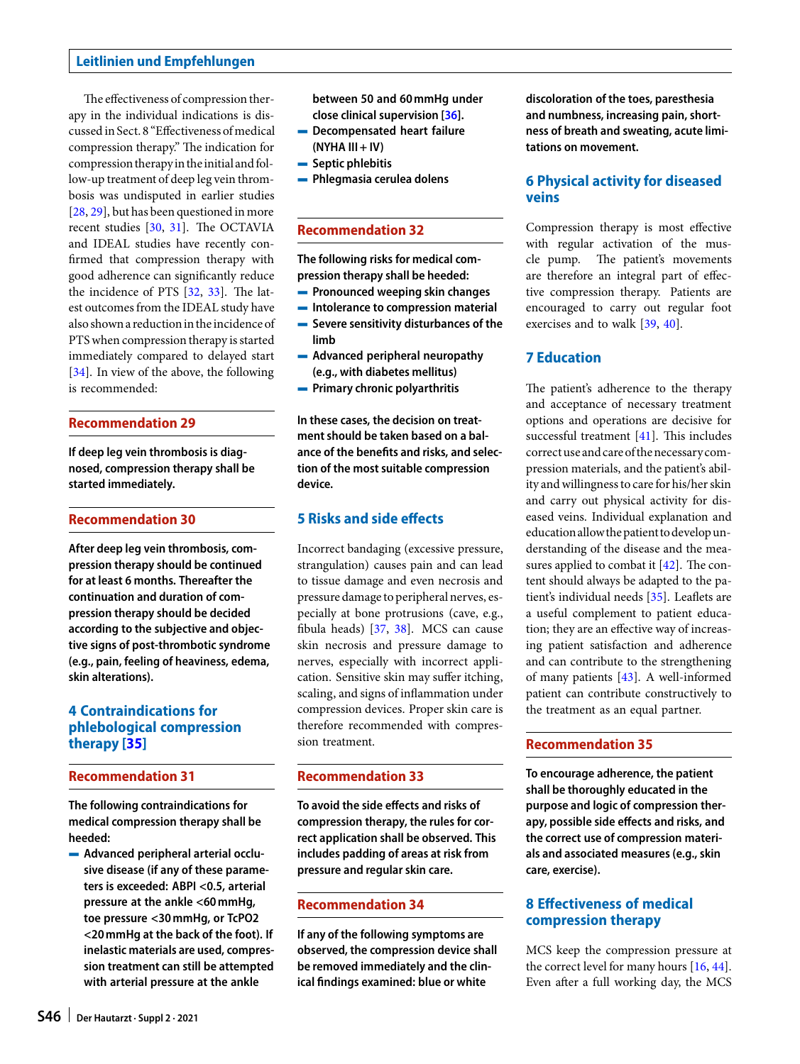The effectiveness of compression therapy in the individual indications is discussed in Sect. 8 "Effectiveness of medical compression therapy." The indication for compression therapy in the initial and follow-up treatment of deep leg vein thrombosis was undisputed in earlier studies [28, 29], but has been questioned in more recent studies [30, 31]. The OCTAVIA and IDEAL studies have recently confirmed that compression therapy with good adherence can significantly reduce the incidence of PTS [32, 33]. The latest outcomes from the IDEAL study have also shown a reduction in the incidence of PTS when compression therapy is started immediately compared to delayed start [34]. In view of the above, the following is recommended:

### Recommendation 29

**If deep leg vein thrombosis is diagnosed, compression therapy shall be started immediately.**

### Recommendation 30

**After deep leg vein thrombosis, compression therapy should be continued for at least 6 months. Thereafter the continuation and duration of compression therapy should be decided according to the subjective and objective signs of post-thrombotic syndrome (e.g., pain, feeling of heaviness, edema, skin alterations).**

## 4 Contraindications for phlebological compression therapy [35]

### Recommendation 31

**The following contraindications for medical compression therapy shall be heeded:**

- **Advanced peripheral arterial occlusive disease (if any of these parameters is exceeded: ABPI <0.5, arterial pressure at the ankle <60 mmHg, toe pressure <30 mmHg, or TcPO2 <20 mmHg at the back of the foot). If inelastic materials are used, compression treatment can still be attempted with arterial pressure at the ankle between 50 and 60 mmHg under close clinical supervision [36].**
- **Decompensated heart failure (NYHA III + IV)**
- **Septic phlebitis**
- **Phlegmasia cerulea dolens**

### Recommendation 32

**The following risks for medical compression therapy shall be heeded:**

- **Pronounced weeping skin changes**
- **Intolerance to compression material**
- **Severe sensitivity disturbances of the limb**
- **Advanced peripheral neuropathy (e.g., with diabetes mellitus)**
- **Primary chronic polyarthritis**

**In these cases, the decision on treatment should be taken based on a balance of the benefits and risks, and selection of the most suitable compression device.**

## 5 Risks and side effects

Incorrect bandaging (excessive pressure, strangulation) causes pain and can lead to tissue damage and even necrosis and pressure damage to peripheral nerves, especially at bone protrusions (cave, e.g., fibula heads) [37, 38]. MCS can cause skin necrosis and pressure damage to nerves, especially with incorrect application. Sensitive skin may suffer itching, scaling, and signs of inflammation under compression devices. Proper skin care is therefore recommended with compression treatment.

### Recommendation 33

**To avoid the side effects and risks of compression therapy, the rules for correct application shall be observed. This includes padding of areas at risk from pressure and regular skin care.**

### Recommendation 34

**If any of the following symptoms are observed, the compression device shall be removed immediately and the clinical findings examined: blue or white discoloration of the toes, paresthesia and numbness, increasing pain, shortness of breath and sweating, acute limitations on movement.**

## 6 Physical activity for diseased veins

Compression therapy is most effective with regular activation of the muscle pump. The patient's movements are therefore an integral part of effective compression therapy. Patients are encouraged to carry out regular foot exercises and to walk [39, 40].

## 7 Education

The patient's adherence to the therapy and acceptance of necessary treatment options and operations are decisive for successful treatment [41]. This includes correct use and care of the necessary compression materials, and the patient's ability and willingness to care for his/her skin and carry out physical activity for diseased veins. Individual explanation and education allow the patient to develop understanding of the disease and the measures applied to combat it [42]. The content should always be adapted to the patient's individual needs [35]. Leaflets are a useful complement to patient education; they are an effective way of increasing patient satisfaction and adherence and can contribute to the strengthening of many patients [43]. A well-informed patient can contribute constructively to the treatment as an equal partner.

### Recommendation 35

**To encourage adherence, the patient shall be thoroughly educated in the purpose and logic of compression therapy, possible side effects and risks, and the correct use of compression materials and associated measures (e.g., skin care, exercise).**

## 8 Effectiveness of medical compression therapy

MCS keep the compression pressure at the correct level for many hours [16, 44]. Even after a full working day, the MCS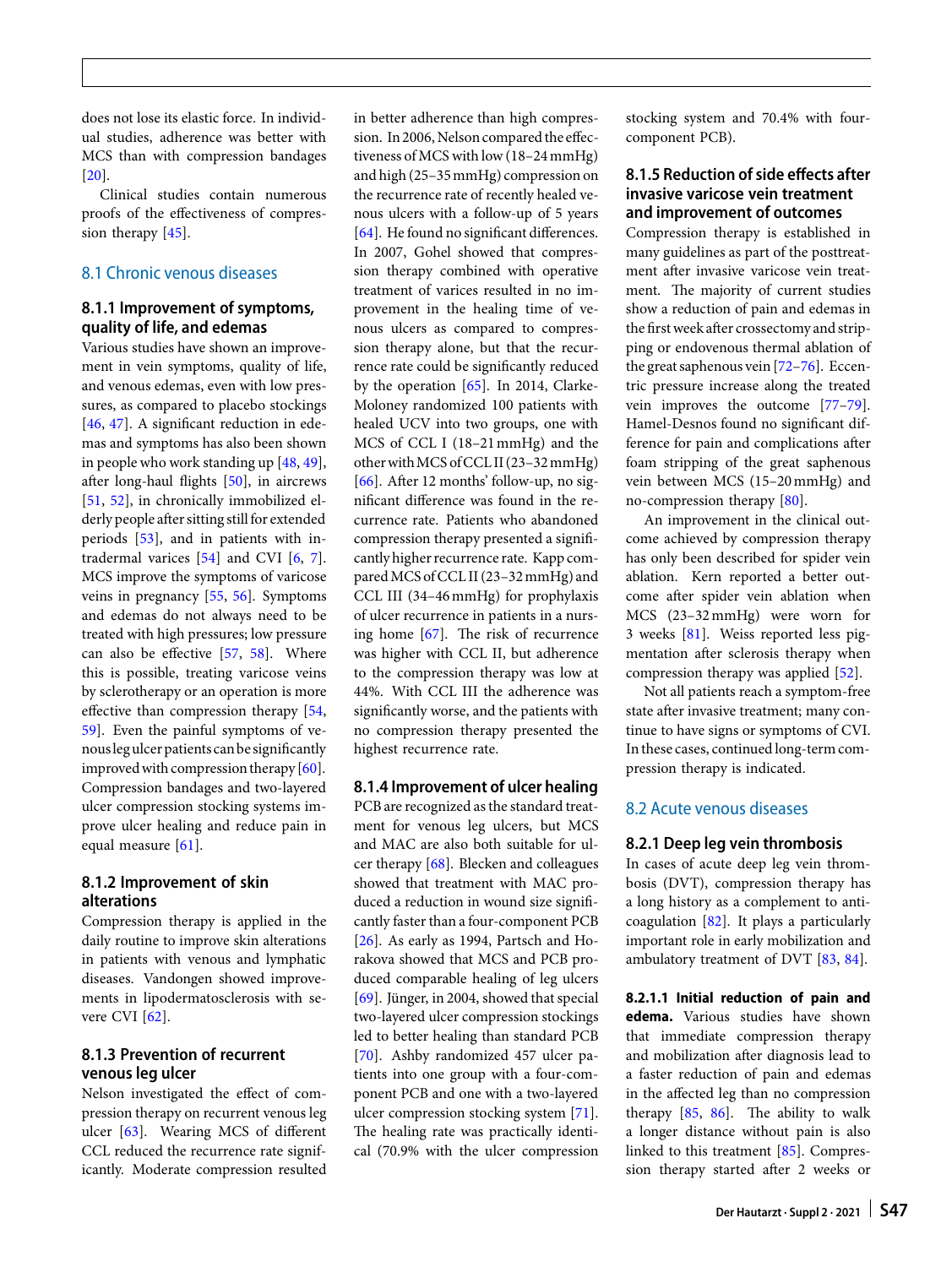does not lose its elastic force. In individual studies, adherence was better with MCS than with compression bandages [20].

Clinical studies contain numerous proofs of the effectiveness of compression therapy [45].

## 8.1 Chronic venous diseases

### 8.1.1 Improvement of symptoms, quality of life, and edemas

Various studies have shown an improvement in vein symptoms, quality of life, and venous edemas, even with low pressures, as compared to placebo stockings [46, 47]. A significant reduction in edemas and symptoms has also been shown in people who work standing up [48, 49], after long-haul flights [50], in aircrews [51, 52], in chronically immobilized elderly people after sitting still for extended periods [53], and in patients with intradermal varices [54] and CVI [6, 7]. MCS improve the symptoms of varicose veins in pregnancy [55, 56]. Symptoms and edemas do not always need to be treated with high pressures; low pressure can also be effective [57, 58]. Where this is possible, treating varicose veins by sclerotherapy or an operation is more effective than compression therapy [54, 59]. Even the painful symptoms of venous leg ulcer patients can be significantly improved with compression therapy [60]. Compression bandages and two-layered ulcer compression stocking systems improve ulcer healing and reduce pain in equal measure [61].

### 8.1.2 Improvement of skin alterations

Compression therapy is applied in the daily routine to improve skin alterations in patients with venous and lymphatic diseases. Vandongen showed improvements in lipodermatosclerosis with severe CVI [62].

### 8.1.3 Prevention of recurrent venous leg ulcer

Nelson investigated the effect of compression therapy on recurrent venous leg ulcer [63]. Wearing MCS of different CCL reduced the recurrence rate significantly. Moderate compression resulted in better adherence than high compression. In 2006, Nelson compared the effectiveness of MCS with low (18–24 mm Hg) and high (25–35 mm Hg) compression on the recurrence rate of recently healed venous ulcers with a follow-up of 5 years [64]. He found no significant differences. In 2007, Gohel showed that compression therapy combined with operative treatment of varices resulted in no improvement in the healing time of venous ulcers as compared to compression therapy alone, but that the recurrence rate could be significantly reduced by the operation [65]. In 2014, Clarke-Moloney randomized 100 patients with healed UCV into two groups, one with MCS of CCL I (18–21 mm Hg) and the other with MCS of CCL II (23–32 mm Hg) [66]. After 12 months' follow-up, no significant difference was found in the recurrence rate. Patients who abandoned compression therapy presented a significantly higher recurrence rate. Kapp compared MCS of CCL II (23–32 mm Hg) and CCL III (34–46 mm Hg) for prophylaxis of ulcer recurrence in patients in a nursing home [67]. The risk of recurrence was higher with CCL II, but adherence to the compression therapy was low at 44%. With CCL III the adherence was significantly worse, and the patients with no compression therapy presented the highest recurrence rate.

### 8.1.4 Improvement of ulcer healing

PCB are recognized as the standard treatment for venous leg ulcers, but MCS and MAC are also both suitable for ulcer therapy [68]. Blecken and colleagues showed that treatment with MAC produced a reduction in wound size significantly faster than a four-component PCB [26]. As early as 1994, Partsch and Horakova showed that MCS and PCB produced comparable healing of leg ulcers [69]. Jünger, in 2004, showed that special two-layered ulcer compression stockings led to better healing than standard PCB [70]. Ashby randomized 457 ulcer patients into one group with a four-component PCB and one with a two-layered ulcer compression stocking system [71]. The healing rate was practically identical (70.9% with the ulcer compression stocking system and 70.4% with four-component PCB).

### 8.1.5 Reduction of side effects after invasive varicose vein treatment and improvement of outcomes

Compression therapy is established in many guidelines as part of the posttreatment after invasive varicose vein treatment. The majority of current studies show a reduction of pain and edemas in the first week after crossectomy and stripping or endovenous thermal ablation of the great saphenous vein [72–76]. Eccentric pressure increase along the treated vein improves the outcome [77–79]. Hamel-Desnos found no significant difference for pain and complications after foam stripping of the great saphenous vein between MCS (15–20 mm Hg) and no-compression therapy [80].

An improvement in the clinical outcome achieved by compression therapy has only been described for spider vein ablation. Kern reported a better outcome after spider vein ablation when MCS (23–32 mm Hg) were worn for 3 weeks [81]. Weiss reported less pigmentation after sclerosis therapy when compression therapy was applied [52].

Not all patients reach a symptom-free state after invasive treatment; many continue to have signs or symptoms of CVI. In these cases, continued long-term compression therapy is indicated.

## 8.2 Acute venous diseases

### 8.2.1 Deep leg vein thrombosis

In cases of acute deep leg vein thrombosis (DVT), compression therapy has a long history as a complement to anticoagulation [82]. It plays a particularly important role in early mobilization and ambulatory treatment of DVT [83, 84].

**8.2.1.1 Initial reduction of pain and edema.** Various studies have shown that immediate compression therapy and mobilization after diagnosis lead to a faster reduction of pain and edemas in the affected leg than no compression therapy [85, 86]. The ability to walk a longer distance without pain is also linked to this treatment [85]. Compression therapy started after 2 weeks or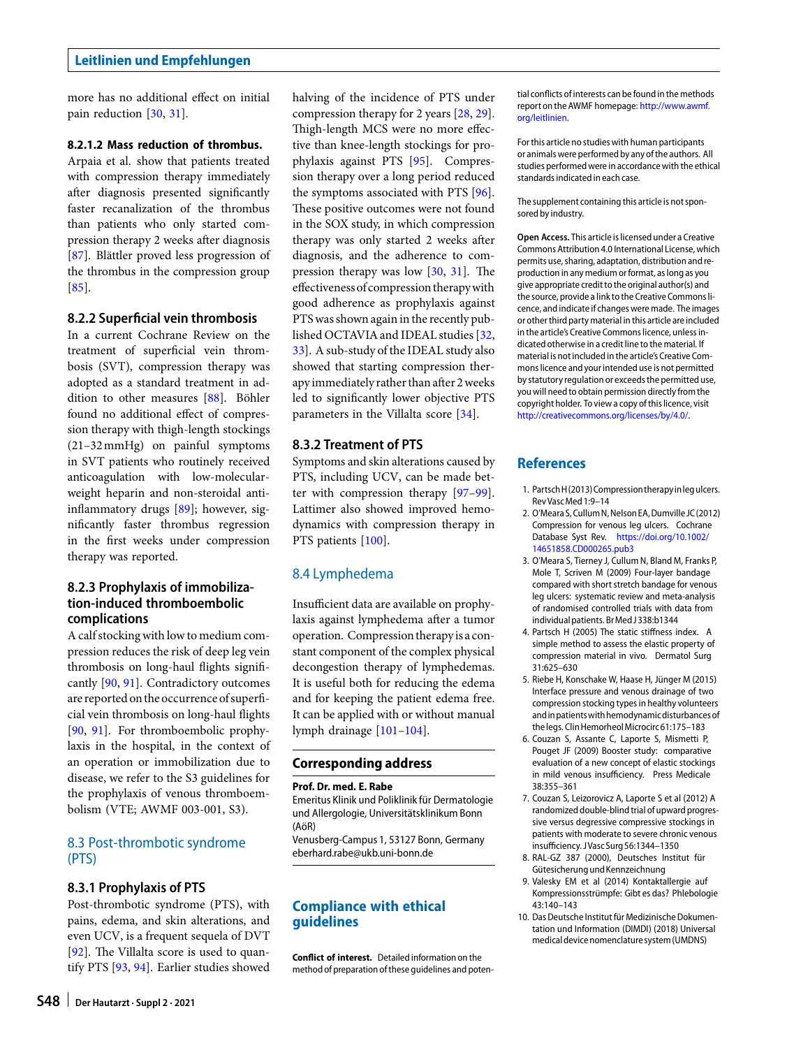more has no additional effect on initial pain reduction [30, 31].

#### 8.2.1.2 Mass reduction of thrombus.

Arpaia et al. show that patients treated with compression therapy immediately after diagnosis presented significantly faster recanalization of the thrombus than patients who only started compression therapy 2 weeks after diagnosis [87]. Blättler proved less progression of the thrombus in the compression group [85].

### 8.2.2 Superficial vein thrombosis

In a current Cochrane Review on the treatment of superficial vein thrombosis (SVT), compression therapy was adopted as a standard treatment in addition to other measures [88]. Böhler found no additional effect of compression therapy with thigh-length stockings (21–32 mmHg) on painful symptoms in SVT patients who routinely received anticoagulation with low-molecular-weight heparin and non-steroidal anti-inflammatory drugs [89]; however, significantly faster thrombus regression in the first weeks under compression therapy was reported.

### 8.2.3 Prophylaxis of immobilization-induced thromboembolic complications

A calf stocking with low to medium compression reduces the risk of deep leg vein thrombosis on long-haul flights significantly [90, 91]. Contradictory outcomes are reported on the occurrence of superficial vein thrombosis on long-haul flights [90, 91]. For thromboembolic prophylaxis in the hospital, in the context of an operation or immobilization due to disease, we refer to the S3 guidelines for the prophylaxis of venous thromboembolism (VTE; AWMF 003-001, S3).

## 8.3 Post-thrombotic syndrome (PTS)

### 8.3.1 Prophylaxis of PTS

Post-thrombotic syndrome (PTS), with pains, edema, and skin alterations, and even UCV, is a frequent sequela of DVT [92]. The Villalta score is used to quantify PTS [93, 94]. Earlier studies showed halving of the incidence of PTS under compression therapy for 2 years [28, 29]. Thigh-length MCS were no more effective than knee-length stockings for prophylaxis against PTS [95]. Compression therapy over a long period reduced the symptoms associated with PTS [96]. These positive outcomes were not found in the SOX study, in which compression therapy was only started 2 weeks after diagnosis, and the adherence to compression therapy was low [30, 31]. The effectiveness of compression therapy with good adherence as prophylaxis against PTS was shown again in the recently published OCTAVIA and IDEAL studies [32, 33]. A sub-study of the IDEAL study also showed that starting compression therapy immediately rather than after 2 weeks led to significantly lower objective PTS parameters in the Villalta score [34].

### 8.3.2 Treatment of PTS

Symptoms and skin alterations caused by PTS, including UCV, can be made better with compression therapy [97–99]. Lattimer also showed improved hemodynamics with compression therapy in PTS patients [100].

## 8.4 Lymphedema

Insufficient data are available on prophylaxis against lymphedema after a tumor operation. Compression therapy is a constant component of the complex physical decongestion therapy of lymphedemas. It is useful both for reducing the edema and for keeping the patient edema free. It can be applied with or without manual lymph drainage [101–104].

## Corresponding address

**Prof. Dr. med. E. Rabe**
Emeritus Klinik und Poliklinik für Dermatologie und Allergologie, Universitätsklinikum Bonn (AöR)
Venusberg-Campus 1, 53127 Bonn, Germany
eberhard.rabe@ukb.uni-bonn.de

## Compliance with ethical guidelines

**Conflict of interest.** Detailed information on the method of preparation of these guidelines and potential conflicts of interests can be found in the methods report on the AWMF homepage: http://www.awmf.org/leitlinien.

For this article no studies with human participants or animals were performed by any of the authors. All studies performed were in accordance with the ethical standards indicated in each case.

The supplement containing this article is not sponsored by industry.

**Open Access.** This article is licensed under a Creative Commons Attribution 4.0 International License, which permits use, sharing, adaptation, distribution and reproduction in any medium or format, as long as you give appropriate credit to the original author(s) and the source, provide a link to the Creative Commons licence, and indicate if changes were made. The images or other third party material in this article are included in the article's Creative Commons licence, unless indicated otherwise in a credit line to the material. If material is not included in the article's Creative Commons licence and your intended use is not permitted by statutory regulation or exceeds the permitted use, you will need to obtain permission directly from the copyright holder. To view a copy of this licence, visit http://creativecommons.org/licenses/by/4.0/.

## References

1. Partsch H (2013) Compression therapy in leg ulcers. Rev Vasc Med 1:9–14
2. O'Meara S, Cullum N, Nelson EA, Dumville JC (2012) Compression for venous leg ulcers. Cochrane Database Syst Rev. https://doi.org/10.1002/14651858.CD000265.pub3
3. O'Meara S, Tierney J, Cullum N, Bland M, Franks P, Mole T, Scriven M (2009) Four-layer bandage compared with short stretch bandage for venous leg ulcers: systematic review and meta-analysis of randomised controlled trials with data from individual patients. Br Med J 338:b1344
4. Partsch H (2005) The static stiffness index. A simple method to assess the elastic property of compression material in vivo. Dermatol Surg 31:625–630
5. Riebe H, Konschake W, Haase H, Jünger M (2015) Interface pressure and venous drainage of two compression stocking types in healthy volunteers and in patients with hemodynamic disturbances of the legs. Clin Hemorheol Microcirc 61:175–183
6. Couzan S, Assante C, Laporte S, Mismetti P, Pouget JF (2009) Booster study: comparative evaluation of a new concept of elastic stockings in mild venous insufficiency. Press Medicale 38:355–361
7. Couzan S, Leizorovicz A, Laporte S et al (2012) A randomized double-blind trial of upward progressive versus degressive compressive stockings in patients with moderate to severe chronic venous insufficiency. J Vasc Surg 56:1344–1350
8. RAL-GZ 387 (2000), Deutsches Institut für Gütesicherung und Kennzeichnung
9. Valesky EM et al (2014) Kontaktallergie auf Kompressionsstrümpfe: Gibt es das? Phlebologie 43:140–143
10. Das Deutsche Institut für Medizinische Dokumentation und Information (DIMDI) (2018) Universal medical device nomenclature system (UMDNS)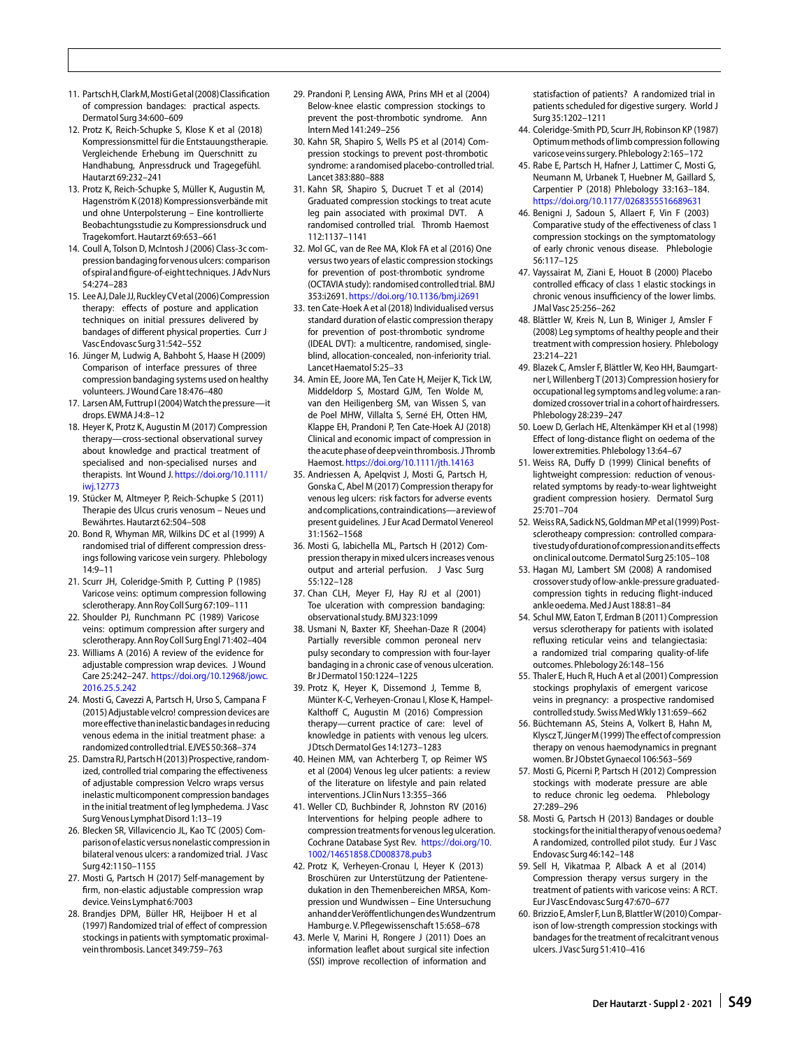11. Partsch H, Clark M, Mosti G et al (2008) Classification of compression bandages: practical aspects. Dermatol Surg 34:600–609
12. Protz K, Reich-Schupke S, Klose K et al (2018) Kompressionsmittel für die Entstauungstherapie. Vergleichende Erhebung im Querschnitt zu Handhabung, Anpressdruck und Tragegefühl. Hautarzt 69:232–241
13. Protz K, Reich-Schupke S, Müller K, Augustin M, Hagenström K (2018) Kompressionsverbände mit und ohne Unterpolsterung – Eine kontrollierte Beobachtungsstudie zu Kompressionsdruck und Tragekomfort. Hautarzt 69:653–661
14. Coull A, Tolson D, McIntosh J (2006) Class-3c compression bandaging for venous ulcers: comparison of spiral and figure-of-eight techniques. J Adv Nurs 54:274–283
15. Lee AJ, Dale JJ, Ruckley CV et al (2006) Compression therapy: effects of posture and application techniques on initial pressures delivered by bandages of different physical properties. Curr J Vasc Endovasc Surg 31:542–552
16. Jünger M, Ludwig A, Bahboht S, Haase H (2009) Comparison of interface pressures of three compression bandaging systems used on healthy volunteers. J Wound Care 18:476–480
17. Larsen AM, Futtrup I (2004) Watch the pressure—it drops. EWMA J 4:8–12
18. Heyer K, Protz K, Augustin M (2017) Compression therapy—cross-sectional observational survey about knowledge and practical treatment of specialised and non-specialised nurses and therapists. Int Wound J. https://doi.org/10.1111/iwj.12773
19. Stücker M, Altmeyer P, Reich-Schupke S (2011) Therapie des Ulcus cruris venosum – Neues und Bewährtes. Hautarzt 62:504–508
20. Bond R, Whyman MR, Wilkins DC et al (1999) A randomised trial of different compression dressings following varicose vein surgery. Phlebology 14:9–11
21. Scurr JH, Coleridge-Smith P, Cutting P (1985) Varicose veins: optimum compression following sclerotherapy. Ann Roy Coll Surg 67:109–111
22. Shoulder PJ, Runchmann PC (1989) Varicose veins: optimum compression after surgery and sclerotherapy. Ann Roy Coll Surg Engl 71:402–404
23. Williams A (2016) A review of the evidence for adjustable compression wrap devices. J Wound Care 25:242–247. https://doi.org/10.12968/jowc.2016.25.5.242
24. Mosti G, Cavezzi A, Partsch H, Urso S, Campana F (2015) Adjustable velcro! compression devices are more effective than inelastic bandages in reducing venous edema in the initial treatment phase: a randomized controlled trial. EJVES 50:368–374
25. Damstra RJ, Partsch H (2013) Prospective, randomized, controlled trial comparing the effectiveness of adjustable compression Velcro wraps versus inelastic multicomponent compression bandages in the initial treatment of leg lymphedema. J Vasc Surg Venous Lymphat Disord 1:13–19
26. Blecken SR, Villacencio JL, Kao TC (2005) Comparison of elastic versus nonelastic compression in bilateral venous ulcers: a randomized trial. J Vasc Surg 42:1150–1155
27. Mosti G, Partsch H (2017) Self-management by firm, non-elastic adjustable compression wrap device. Veins Lymphat 6:7003
28. Brandjes DPM, Büller HR, Heijboer H et al (1997) Randomized trial of effect of compression stockings in patients with symptomatic proximal-vein thrombosis. Lancet 349:759–763
29. Prandoni P, Lensing AWA, Prins MH et al (2004) Below-knee elastic compression stockings to prevent the post-thrombotic syndrome. Ann Intern Med 141:249–256
30. Kahn SR, Shapiro S, Wells PS et al (2014) Compression stockings to prevent post-thrombotic syndrome: a randomised placebo-controlled trial. Lancet 383:880–888
31. Kahn SR, Shapiro S, Ducruet T et al (2014) Graduated compression stockings to treat acute leg pain associated with proximal DVT. A randomised controlled trial. Thromb Haemost 112:1137–1141
32. Mol GC, van de Ree MA, Klok FA et al (2016) One versus two years of elastic compression stockings for prevention of post-thrombotic syndrome (OCTAVIA study): randomised controlled trial. BMJ 353:i2691. https://doi.org/10.1136/bmj.i2691
33. ten Cate-Hoek A et al (2018) Individualised versus standard duration of elastic compression therapy for prevention of post-thrombotic syndrome (IDEAL DVT): a multicentre, randomised, single-blind, allocation-concealed, non-inferiority trial. Lancet Haematol 5:25–33
34. Amin EE, Joore MA, Ten Cate H, Meijer K, Tick LW, Middeldorp S, Mostard GJM, Ten Wolde M, van den Heiligenberg SM, van Wissen S, van de Poel MHW, Villalta S, Serné EH, Otten HM, Klappe EH, Prandoni P, Ten Cate-Hoek AJ (2018) Clinical and economic impact of compression in the acute phase of deep vein thrombosis. J Thromb Haemost. https://doi.org/10.1111/jth.14163
35. Andriessen A, Apelqvist J, Mosti G, Partsch H, Gonska C, Abel M (2017) Compression therapy for venous leg ulcers: risk factors for adverse events and complications, contraindications—a review of present guidelines. J Eur Acad Dermatol Venereol 31:1562–1568
36. Mosti G, Iabichella ML, Partsch H (2012) Compression therapy in mixed ulcers increases venous output and arterial perfusion. J Vasc Surg 55:122–128
37. Chan CLH, Meyer FJ, Hay RJ et al (2001) Toe ulceration with compression bandaging: observational study. BMJ 323:1099
38. Usmani N, Baxter KF, Sheehan-Daze R (2004) Partially reversible common peroneal nerv pulsy secondary to compression with four-layer bandaging in a chronic case of venous ulceration. Br J Dermatol 150:1224–1225
39. Protz K, Heyer K, Dissemond J, Temme B, Münter K-C, Verheyen-Cronau I, Klose K, Hampel-Kalthoff C, Augustin M (2016) Compression therapy—current practice of care: level of knowledge in patients with venous leg ulcers. J Dtsch Dermatol Ges 14:1273–1283
40. Heinen MM, van Achterberg T, op Reimer WS et al (2004) Venous leg ulcer patients: a review of the literature on lifestyle and pain related interventions. J Clin Nurs 13:355–366
41. Weller CD, Buchbinder R, Johnston RV (2016) Interventions for helping people adhere to compression treatments for venous leg ulceration. Cochrane Database Syst Rev. https://doi.org/10.1002/14651858.CD008378.pub3
42. Protz K, Verheyen-Cronau I, Heyer K (2013) Broschüren zur Unterstützung der Patientenedukation in den Themenbereichen MRSA, Kompression und Wundwissen – Eine Untersuchung anhand der Veröffentlichungen des Wundzentrum Hamburg e. V. Pflegewissenschaft 15:658–678
43. Merle V, Marini H, Rongere J (2011) Does an information leaflet about surgical site infection (SSI) improve recollection of information and satisfaction of patients? A randomized trial in patients scheduled for digestive surgery. World J Surg 35:1202–1211
44. Coleridge-Smith PD, Scurr JH, Robinson KP (1987) Optimum methods of limb compression following varicose veins surgery. Phlebology 2:165–172
45. Rabe E, Partsch H, Hafner J, Lattimer C, Mosti G, Neumann M, Urbanek T, Huebner M, Gaillard S, Carpentier P (2018) Phlebology 33:163–184. https://doi.org/10.1177/0268355516689631
46. Benigni J, Sadoun S, Allaert F, Vin F (2003) Comparative study of the effectiveness of class 1 compression stockings on the symptomatology of early chronic venous disease. Phlebologie 56:117–125
47. Vayssairat M, Ziani E, Houot B (2000) Placebo controlled efficacy of class 1 elastic stockings in chronic venous insufficiency of the lower limbs. J Mal Vasc 25:256–262
48. Blättler W, Kreis N, Lun B, Winiger J, Amsler F (2008) Leg symptoms of healthy people and their treatment with compression hosiery. Phlebology 23:214–221
49. Blazek C, Amsler F, Blättler W, Keo HH, Baumgartner I, Willenberg T (2013) Compression hosiery for occupational leg symptoms and leg volume: a randomized crossover trial in a cohort of hairdressers. Phlebology 28:239–247
50. Loew D, Gerlach HE, Altenkämper KH et al (1998) Effect of long-distance flight on oedema of the lower extremities. Phlebology 13:64–67
51. Weiss RA, Duffy D (1999) Clinical benefits of lightweight compression: reduction of venous-related symptoms by ready-to-wear lightweight gradient compression hosiery. Dermatol Surg 25:701–704
52. Weiss RA, Sadick NS, Goldman MP et al (1999) Post-sclerotheapy compression: controlled comparative study of duration of compression and its effects on clinical outcome. Dermatol Surg 25:105–108
53. Hagan MJ, Lambert SM (2008) A randomised crossover study of low-ankle-pressure graduated-compression tights in reducing flight-induced ankle oedema. Med J Aust 188:81–84
54. Schul MW, Eaton T, Erdman B (2011) Compression versus sclerotherapy for patients with isolated refluxing reticular veins and telangiectasia: a randomized trial comparing quality-of-life outcomes. Phlebology 26:148–156
55. Thaler E, Huch R, Huch A et al (2001) Compression stockings prophylaxis of emergent varicose veins in pregnancy: a prospective randomised controlled study. Swiss Med Wkly 131:659–662
56. Büchtemann AS, Steins A, Volkert B, Hahn M, Klyscz T, Jünger M (1999) The effect of compression therapy on venous haemodynamics in pregnant women. Br J Obstet Gynaecol 106:563–569
57. Mosti G, Picerni P, Partsch H (2012) Compression stockings with moderate pressure are able to reduce chronic leg oedema. Phlebology 27:289–296
58. Mosti G, Partsch H (2013) Bandages or double stockings for the initial therapy of venous oedema? A randomized, controlled pilot study. Eur J Vasc Endovasc Surg 46:142–148
59. Sell H, Vikatmaa P, Alback A et al (2014) Compression therapy versus surgery in the treatment of patients with varicose veins: A RCT. Eur J Vasc Endovasc Surg 47:670–677
60. Brizzio E, Amsler F, Lun B, Blattler W (2010) Comparison of low-strength compression stockings with bandages for the treatment of recalcitrant venous ulcers. J Vasc Surg 51:410–416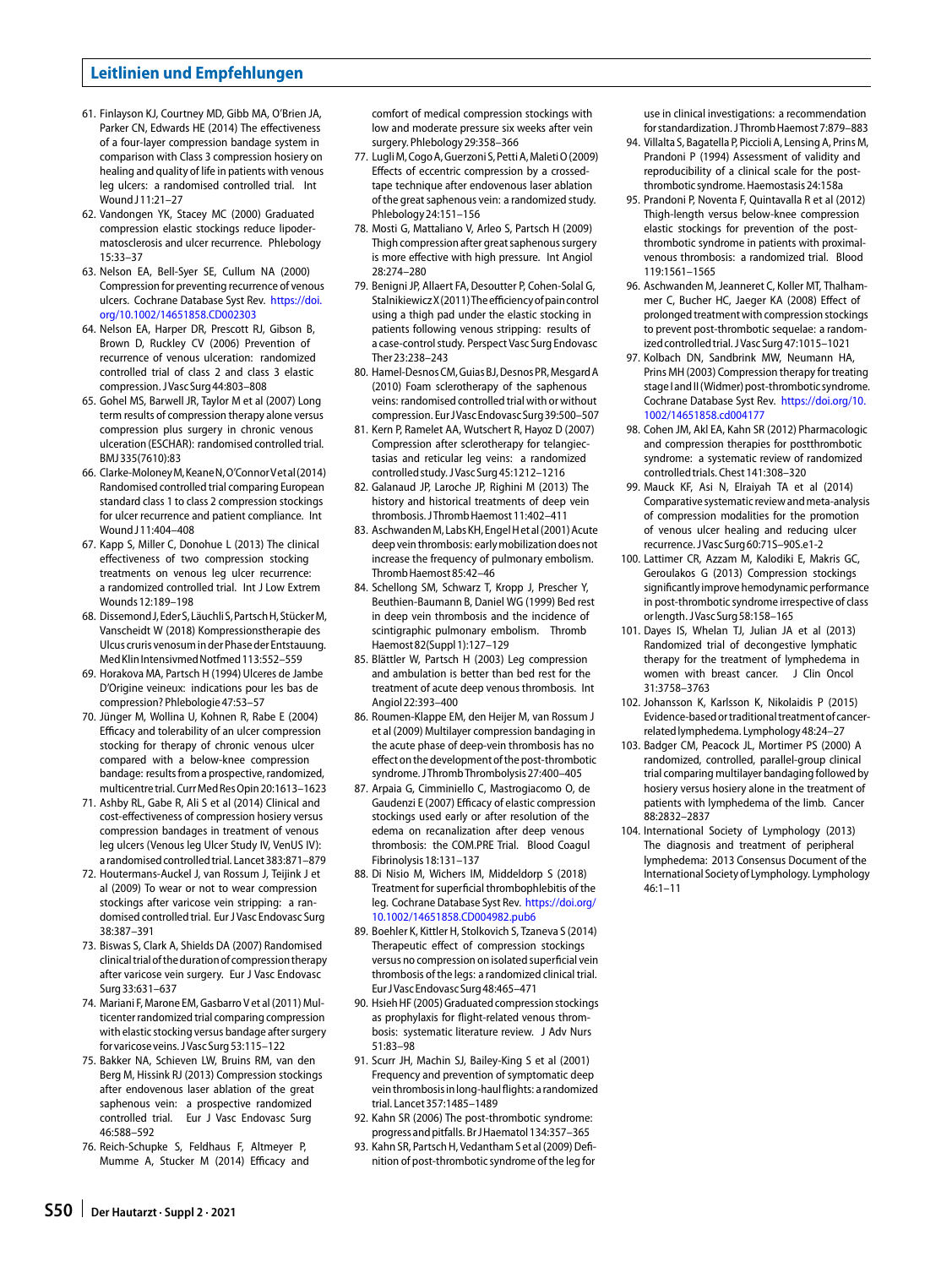61. Finlayson KJ, Courtney MD, Gibb MA, O'Brien JA, Parker CN, Edwards HE (2014) The effectiveness of a four-layer compression bandage system in comparison with Class 3 compression hosiery on healing and quality of life in patients with venous leg ulcers: a randomised controlled trial. Int Wound J 11:21–27
62. Vandongen YK, Stacey MC (2000) Graduated compression elastic stockings reduce lipodermatosclerosis and ulcer recurrence. Phlebology 15:33–37
63. Nelson EA, Bell-Syer SE, Cullum NA (2000) Compression for preventing recurrence of venous ulcers. Cochrane Database Syst Rev. https://doi.org/10.1002/14651858.CD002303
64. Nelson EA, Harper DR, Prescott RJ, Gibson B, Brown D, Ruckley CV (2006) Prevention of recurrence of venous ulceration: randomized controlled trial of class 2 and class 3 elastic compression. J Vasc Surg 44:803–808
65. Gohel MS, Barwell JR, Taylor M et al (2007) Long term results of compression therapy alone versus compression plus surgery in chronic venous ulceration (ESCHAR): randomised controlled trial. BMJ 335(7610):83
66. Clarke-Moloney M, Keane N, O'Connor V et al (2014) Randomised controlled trial comparing European standard class 1 to class 2 compression stockings for ulcer recurrence and patient compliance. Int Wound J 11:404–408
67. Kapp S, Miller C, Donohue L (2013) The clinical effectiveness of two compression stocking treatments on venous leg ulcer recurrence: a randomized controlled trial. Int J Low Extrem Wounds 12:189–198
68. Dissemond J, Eder S, Läuchli S, Partsch H, Stücker M, Vanscheidt W (2018) Kompressionstherapie des Ulcus cruris venosum in der Phase der Entstauung. Med Klin Intensivmed Notfmed 113:552–559
69. Horakova MA, Partsch H (1994) Ulceres de Jambe D'Origine veineux: indications pour les bas de compression? Phlebologie 47:53–57
70. Jünger M, Wollina U, Kohnen R, Rabe E (2004) Efficacy and tolerability of an ulcer compression stocking for therapy of chronic venous ulcer compared with a below-knee compression bandage: results from a prospective, randomized, multicentre trial. Curr Med Res Opin 20:1613–1623
71. Ashby RL, Gabe R, Ali S et al (2014) Clinical and cost-effectiveness of compression hosiery versus compression bandages in treatment of venous leg ulcers (Venous leg Ulcer Study IV, VenUS IV): a randomised controlled trial. Lancet 383:871–879
72. Houtermans-Auckel J, van Rossum J, Teijink J et al (2009) To wear or not to wear compression stockings after varicose vein stripping: a randomised controlled trial. Eur J Vasc Endovasc Surg 38:387–391
73. Biswas S, Clark A, Shields DA (2007) Randomised clinical trial of the duration of compression therapy after varicose vein surgery. Eur J Vasc Endovasc Surg 33:631–637
74. Mariani F, Marone EM, Gasbarro V et al (2011) Multicenter randomized trial comparing compression with elastic stocking versus bandage after surgery for varicose veins. J Vasc Surg 53:115–122
75. Bakker NA, Schieven LW, Bruins RM, van den Berg M, Hissink RJ (2013) Compression stockings after endovenous laser ablation of the great saphenous vein: a prospective randomized controlled trial. Eur J Vasc Endovasc Surg 46:588–592
76. Reich-Schupke S, Feldhaus F, Altmeyer P, Mumme A, Stucker M (2014) Efficacy and comfort of medical compression stockings with low and moderate pressure six weeks after vein surgery. Phlebology 29:358–366
77. Lugli M, Cogo A, Guerzoni S, Petti A, Maleti O (2009) Effects of eccentric compression by a crossed-tape technique after endovenous laser ablation of the great saphenous vein: a randomized study. Phlebology 24:151–156
78. Mosti G, Mattaliano V, Arleo S, Partsch H (2009) Thigh compression after great saphenous surgery is more effective with high pressure. Int Angiol 28:274–280
79. Benigni JP, Allaert FA, Desoutter P, Cohen-Solal G, Stalnikiewicz X (2011) The efficiency of pain control using a thigh pad under the elastic stocking in patients following venous stripping: results of a case-control study. Perspect Vasc Surg Endovasc Ther 23:238–243
80. Hamel-Desnos CM, Guias BJ, Desnos PR, Mesgard A (2010) Foam sclerotherapy of the saphenous veins: randomised controlled trial with or without compression. Eur J Vasc Endovasc Surg 39:500–507
81. Kern P, Ramelet AA, Wutschert R, Hayoz D (2007) Compression after sclerotherapy for telangiectasias and reticular leg veins: a randomized controlled study. J Vasc Surg 45:1212–1216
82. Galanaud JP, Laroche JP, Righini M (2013) The history and historical treatments of deep vein thrombosis. J Thromb Haemost 11:402–411
83. Aschwanden M, Labs KH, Engel H et al (2001) Acute deep vein thrombosis: early mobilization does not increase the frequency of pulmonary embolism. Thromb Haemost 85:42–46
84. Schellong SM, Schwarz T, Kropp J, Prescher Y, Beuthien-Baumann B, Daniel WG (1999) Bed rest in deep vein thrombosis and the incidence of scintigraphic pulmonary embolism. Thromb Haemost 82(Suppl 1):127–129
85. Blättler W, Partsch H (2003) Leg compression and ambulation is better than bed rest for the treatment of acute deep venous thrombosis. Int Angiol 22:393–400
86. Roumen-Klappe EM, den Heijer M, van Rossum J et al (2009) Multilayer compression bandaging in the acute phase of deep-vein thrombosis has no effect on the development of the post-thrombotic syndrome. J Thromb Thrombolysis 27:400–405
87. Arpaia G, Cimminiello C, Mastrogiacomo O, de Gaudenzi E (2007) Efficacy of elastic compression stockings used early or after resolution of the edema on recanalization after deep venous thrombosis: the COM.PRE Trial. Blood Coagul Fibrinolysis 18:131–137
88. Di Nisio M, Wichers IM, Middeldorp S (2018) Treatment for superficial thrombophlebitis of the leg. Cochrane Database Syst Rev. https://doi.org/10.1002/14651858.CD004982.pub6
89. Boehler K, Kittler H, Stolkovich S, Tzaneva S (2014) Therapeutic effect of compression stockings versus no compression on isolated superficial vein thrombosis of the legs: a randomized clinical trial. Eur J Vasc Endovasc Surg 48:465–471
90. Hsieh HF (2005) Graduated compression stockings as prophylaxis for flight-related venous thrombosis: systematic literature review. J Adv Nurs 51:83–98
91. Scurr JH, Machin SJ, Bailey-King S et al (2001) Frequency and prevention of symptomatic deep vein thrombosis in long-haul flights: a randomized trial. Lancet 357:1485–1489
92. Kahn SR (2006) The post-thrombotic syndrome: progress and pitfalls. Br J Haematol 134:357–365
93. Kahn SR, Partsch H, Vedantham S et al (2009) Definition of post-thrombotic syndrome of the leg for use in clinical investigations: a recommendation for standardization. J Thromb Haemost 7:879–883
94. Villalta S, Bagatella P, Piccioli A, Lensing A, Prins M, Prandoni P (1994) Assessment of validity and reproducibility of a clinical scale for the post-thrombotic syndrome. Haemostasis 24:158a
95. Prandoni P, Noventa F, Quintavalla R et al (2012) Thigh-length versus below-knee compression elastic stockings for prevention of the post-thrombotic syndrome in patients with proximal-venous thrombosis: a randomized trial. Blood 119:1561–1565
96. Aschwanden M, Jeanneret C, Koller MT, Thalhammer C, Bucher HC, Jaeger KA (2008) Effect of prolonged treatment with compression stockings to prevent post-thrombotic sequelae: a randomized controlled trial. J Vasc Surg 47:1015–1021
97. Kolbach DN, Sandbrink MW, Neumann HA, Prins MH (2003) Compression therapy for treating stage I and II (Widmer) post-thrombotic syndrome. Cochrane Database Syst Rev. https://doi.org/10.1002/14651858.cd004177
98. Cohen JM, Akl EA, Kahn SR (2012) Pharmacologic and compression therapies for postthrombotic syndrome: a systematic review of randomized controlled trials. Chest 141:308–320
99. Mauck KF, Asi N, Elraiyah TA et al (2014) Comparative systematic review and meta-analysis of compression modalities for the promotion of venous ulcer healing and reducing ulcer recurrence. J Vasc Surg 60:71S–90S.e1-2
100. Lattimer CR, Azzam M, Kalodiki E, Makris GC, Geroulakos G (2013) Compression stockings significantly improve hemodynamic performance in post-thrombotic syndrome irrespective of class or length. J Vasc Surg 58:158–165
101. Dayes IS, Whelan TJ, Julian JA et al (2013) Randomized trial of decongestive lymphatic therapy for the treatment of lymphedema in women with breast cancer. J Clin Oncol 31:3758–3763
102. Johansson K, Karlsson K, Nikolaidis P (2015) Evidence-based or traditional treatment of cancer-related lymphedema. Lymphology 48:24–27
103. Badger CM, Peacock JL, Mortimer PS (2000) A randomized, controlled, parallel-group clinical trial comparing multilayer bandaging followed by hosiery versus hosiery alone in the treatment of patients with lymphedema of the limb. Cancer 88:2832–2837
104. International Society of Lymphology (2013) The diagnosis and treatment of peripheral lymphedema: 2013 Consensus Document of the International Society of Lymphology. Lymphology 46:1–11